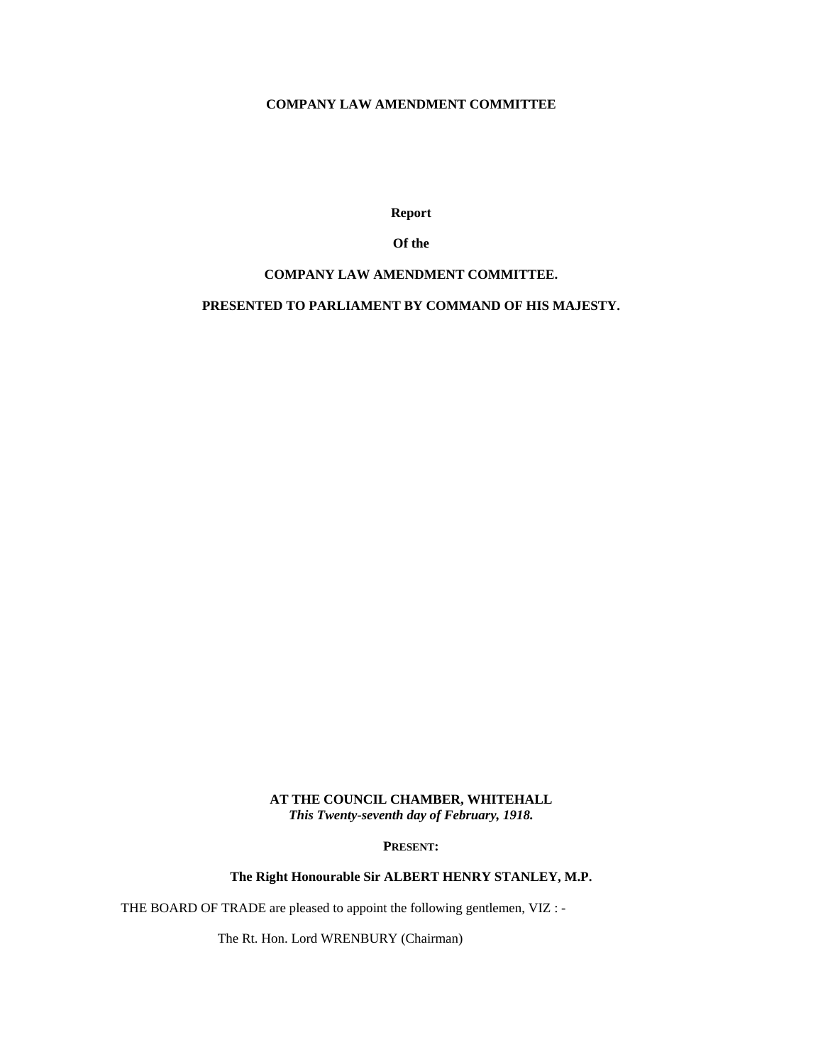**COMPANY LAW AMENDMENT COMMITTEE**

**Report**

**Of the**

**COMPANY LAW AMENDMENT COMMITTEE.**

**PRESENTED TO PARLIAMENT BY COMMAND OF HIS MAJESTY.**

**AT THE COUNCIL CHAMBER, WHITEHALL**
***This Twenty-seventh day of February, 1918.***

**PRESENT:**

**The Right Honourable Sir ALBERT HENRY STANLEY, M.P.**

THE BOARD OF TRADE are pleased to appoint the following gentlemen, VIZ : -

The Rt. Hon. Lord WRENBURY (Chairman)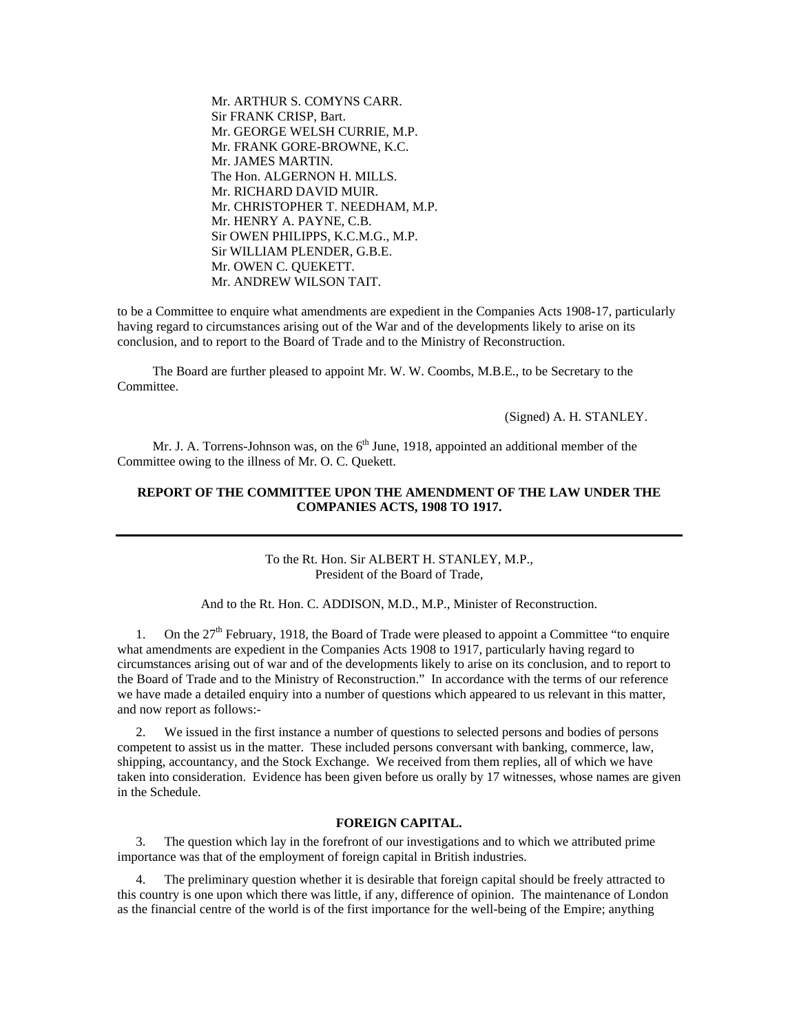Mr. ARTHUR S. COMYNS CARR.
Sir FRANK CRISP, Bart.
Mr. GEORGE WELSH CURRIE, M.P.
Mr. FRANK GORE-BROWNE, K.C.
Mr. JAMES MARTIN.
The Hon. ALGERNON H. MILLS.
Mr. RICHARD DAVID MUIR.
Mr. CHRISTOPHER T. NEEDHAM, M.P.
Mr. HENRY A. PAYNE, C.B.
Sir OWEN PHILIPPS, K.C.M.G., M.P.
Sir WILLIAM PLENDER, G.B.E.
Mr. OWEN C. QUEKETT.
Mr. ANDREW WILSON TAIT.

to be a Committee to enquire what amendments are expedient in the Companies Acts 1908-17, particularly having regard to circumstances arising out of the War and of the developments likely to arise on its conclusion, and to report to the Board of Trade and to the Ministry of Reconstruction.

The Board are further pleased to appoint Mr. W. W. Coombs, M.B.E., to be Secretary to the Committee.

(Signed) A. H. STANLEY.

Mr. J. A. Torrens-Johnson was, on the 6th June, 1918, appointed an additional member of the Committee owing to the illness of Mr. O. C. Quekett.

## REPORT OF THE COMMITTEE UPON THE AMENDMENT OF THE LAW UNDER THE COMPANIES ACTS, 1908 TO 1917.

---

To the Rt. Hon. Sir ALBERT H. STANLEY, M.P.,
President of the Board of Trade,

And to the Rt. Hon. C. ADDISON, M.D., M.P., Minister of Reconstruction.

1. On the 27th February, 1918, the Board of Trade were pleased to appoint a Committee "to enquire what amendments are expedient in the Companies Acts 1908 to 1917, particularly having regard to circumstances arising out of war and of the developments likely to arise on its conclusion, and to report to the Board of Trade and to the Ministry of Reconstruction." In accordance with the terms of our reference we have made a detailed enquiry into a number of questions which appeared to us relevant in this matter, and now report as follows:-

2. We issued in the first instance a number of questions to selected persons and bodies of persons competent to assist us in the matter. These included persons conversant with banking, commerce, law, shipping, accountancy, and the Stock Exchange. We received from them replies, all of which we have taken into consideration. Evidence has been given before us orally by 17 witnesses, whose names are given in the Schedule.

### FOREIGN CAPITAL.

3. The question which lay in the forefront of our investigations and to which we attributed prime importance was that of the employment of foreign capital in British industries.

4. The preliminary question whether it is desirable that foreign capital should be freely attracted to this country is one upon which there was little, if any, difference of opinion. The maintenance of London as the financial centre of the world is of the first importance for the well-being of the Empire; anything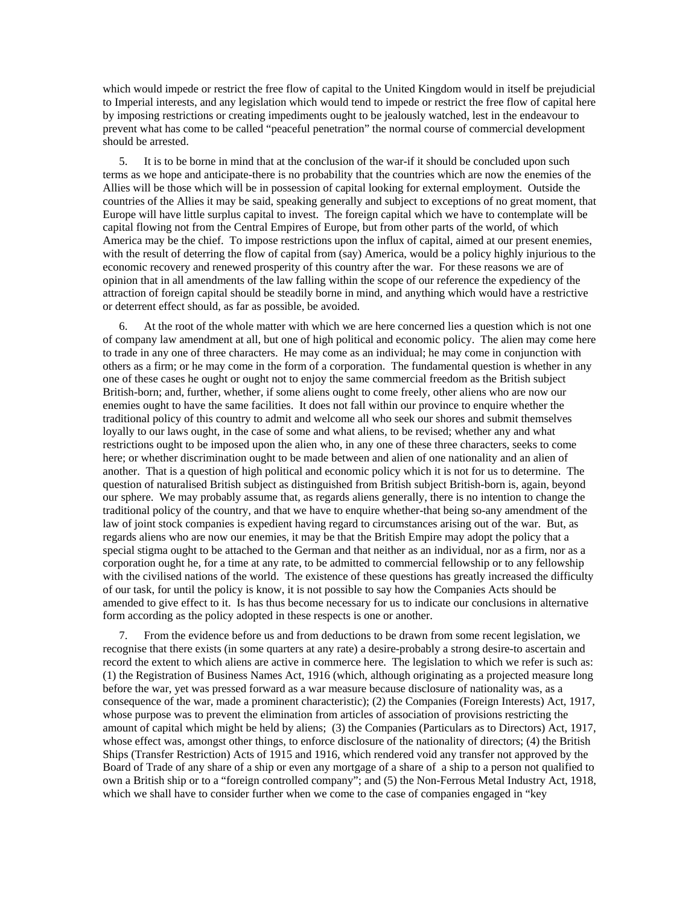which would impede or restrict the free flow of capital to the United Kingdom would in itself be prejudicial to Imperial interests, and any legislation which would tend to impede or restrict the free flow of capital here by imposing restrictions or creating impediments ought to be jealously watched, lest in the endeavour to prevent what has come to be called "peaceful penetration" the normal course of commercial development should be arrested.

5. It is to be borne in mind that at the conclusion of the war-if it should be concluded upon such terms as we hope and anticipate-there is no probability that the countries which are now the enemies of the Allies will be those which will be in possession of capital looking for external employment. Outside the countries of the Allies it may be said, speaking generally and subject to exceptions of no great moment, that Europe will have little surplus capital to invest. The foreign capital which we have to contemplate will be capital flowing not from the Central Empires of Europe, but from other parts of the world, of which America may be the chief. To impose restrictions upon the influx of capital, aimed at our present enemies, with the result of deterring the flow of capital from (say) America, would be a policy highly injurious to the economic recovery and renewed prosperity of this country after the war. For these reasons we are of opinion that in all amendments of the law falling within the scope of our reference the expediency of the attraction of foreign capital should be steadily borne in mind, and anything which would have a restrictive or deterrent effect should, as far as possible, be avoided.

6. At the root of the whole matter with which we are here concerned lies a question which is not one of company law amendment at all, but one of high political and economic policy. The alien may come here to trade in any one of three characters. He may come as an individual; he may come in conjunction with others as a firm; or he may come in the form of a corporation. The fundamental question is whether in any one of these cases he ought or ought not to enjoy the same commercial freedom as the British subject British-born; and, further, whether, if some aliens ought to come freely, other aliens who are now our enemies ought to have the same facilities. It does not fall within our province to enquire whether the traditional policy of this country to admit and welcome all who seek our shores and submit themselves loyally to our laws ought, in the case of some and what aliens, to be revised; whether any and what restrictions ought to be imposed upon the alien who, in any one of these three characters, seeks to come here; or whether discrimination ought to be made between and alien of one nationality and an alien of another. That is a question of high political and economic policy which it is not for us to determine. The question of naturalised British subject as distinguished from British subject British-born is, again, beyond our sphere. We may probably assume that, as regards aliens generally, there is no intention to change the traditional policy of the country, and that we have to enquire whether-that being so-any amendment of the law of joint stock companies is expedient having regard to circumstances arising out of the war. But, as regards aliens who are now our enemies, it may be that the British Empire may adopt the policy that a special stigma ought to be attached to the German and that neither as an individual, nor as a firm, nor as a corporation ought he, for a time at any rate, to be admitted to commercial fellowship or to any fellowship with the civilised nations of the world. The existence of these questions has greatly increased the difficulty of our task, for until the policy is know, it is not possible to say how the Companies Acts should be amended to give effect to it. Is has thus become necessary for us to indicate our conclusions in alternative form according as the policy adopted in these respects is one or another.

7. From the evidence before us and from deductions to be drawn from some recent legislation, we recognise that there exists (in some quarters at any rate) a desire-probably a strong desire-to ascertain and record the extent to which aliens are active in commerce here. The legislation to which we refer is such as: (1) the Registration of Business Names Act, 1916 (which, although originating as a projected measure long before the war, yet was pressed forward as a war measure because disclosure of nationality was, as a consequence of the war, made a prominent characteristic); (2) the Companies (Foreign Interests) Act, 1917, whose purpose was to prevent the elimination from articles of association of provisions restricting the amount of capital which might be held by aliens; (3) the Companies (Particulars as to Directors) Act, 1917, whose effect was, amongst other things, to enforce disclosure of the nationality of directors; (4) the British Ships (Transfer Restriction) Acts of 1915 and 1916, which rendered void any transfer not approved by the Board of Trade of any share of a ship or even any mortgage of a share of a ship to a person not qualified to own a British ship or to a "foreign controlled company"; and (5) the Non-Ferrous Metal Industry Act, 1918, which we shall have to consider further when we come to the case of companies engaged in "key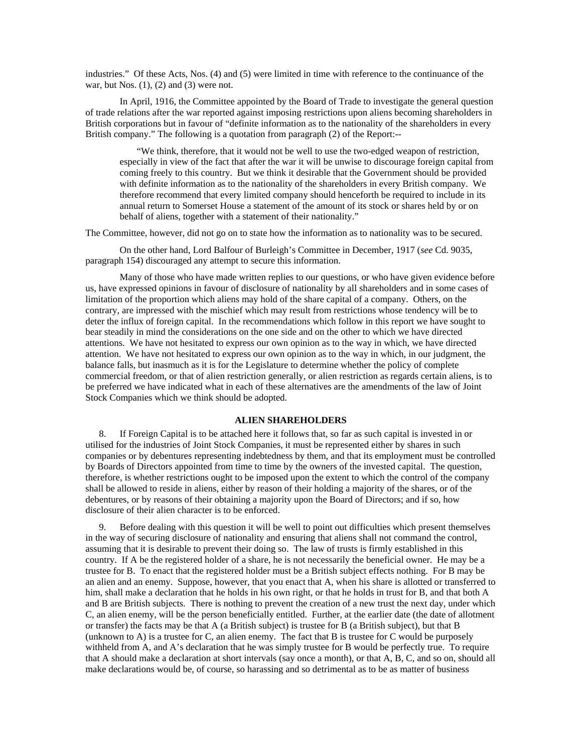industries." Of these Acts, Nos. (4) and (5) were limited in time with reference to the continuance of the war, but Nos. (1), (2) and (3) were not.

In April, 1916, the Committee appointed by the Board of Trade to investigate the general question of trade relations after the war reported against imposing restrictions upon aliens becoming shareholders in British corporations but in favour of "definite information as to the nationality of the shareholders in every British company." The following is a quotation from paragraph (2) of the Report:--

> "We think, therefore, that it would not be well to use the two-edged weapon of restriction, especially in view of the fact that after the war it will be unwise to discourage foreign capital from coming freely to this country. But we think it desirable that the Government should be provided with definite information as to the nationality of the shareholders in every British company. We therefore recommend that every limited company should henceforth be required to include in its annual return to Somerset House a statement of the amount of its stock or shares held by or on behalf of aliens, together with a statement of their nationality."

The Committee, however, did not go on to state how the information as to nationality was to be secured.

On the other hand, Lord Balfour of Burleigh's Committee in December, 1917 (*see* Cd. 9035, paragraph 154) discouraged any attempt to secure this information.

Many of those who have made written replies to our questions, or who have given evidence before us, have expressed opinions in favour of disclosure of nationality by all shareholders and in some cases of limitation of the proportion which aliens may hold of the share capital of a company. Others, on the contrary, are impressed with the mischief which may result from restrictions whose tendency will be to deter the influx of foreign capital. In the recommendations which follow in this report we have sought to bear steadily in mind the considerations on the one side and on the other to which we have directed attentions. We have not hesitated to express our own opinion as to the way in which, we have directed attention. We have not hesitated to express our own opinion as to the way in which, in our judgment, the balance falls, but inasmuch as it is for the Legislature to determine whether the policy of complete commercial freedom, or that of alien restriction generally, or alien restriction as regards certain aliens, is to be preferred we have indicated what in each of these alternatives are the amendments of the law of Joint Stock Companies which we think should be adopted.

## ALIEN SHAREHOLDERS

8. If Foreign Capital is to be attached here it follows that, so far as such capital is invested in or utilised for the industries of Joint Stock Companies, it must be represented either by shares in such companies or by debentures representing indebtedness by them, and that its employment must be controlled by Boards of Directors appointed from time to time by the owners of the invested capital. The question, therefore, is whether restrictions ought to be imposed upon the extent to which the control of the company shall be allowed to reside in aliens, either by reason of their holding a majority of the shares, or of the debentures, or by reasons of their obtaining a majority upon the Board of Directors; and if so, how disclosure of their alien character is to be enforced.

9. Before dealing with this question it will be well to point out difficulties which present themselves in the way of securing disclosure of nationality and ensuring that aliens shall not command the control, assuming that it is desirable to prevent their doing so. The law of trusts is firmly established in this country. If A be the registered holder of a share, he is not necessarily the beneficial owner. He may be a trustee for B. To enact that the registered holder must be a British subject effects nothing. For B may be an alien and an enemy. Suppose, however, that you enact that A, when his share is allotted or transferred to him, shall make a declaration that he holds in his own right, or that he holds in trust for B, and that both A and B are British subjects. There is nothing to prevent the creation of a new trust the next day, under which C, an alien enemy, will be the person beneficially entitled. Further, at the earlier date (the date of allotment or transfer) the facts may be that A (a British subject) is trustee for B (a British subject), but that B (unknown to A) is a trustee for C, an alien enemy. The fact that B is trustee for C would be purposely withheld from A, and A's declaration that he was simply trustee for B would be perfectly true. To require that A should make a declaration at short intervals (say once a month), or that A, B, C, and so on, should all make declarations would be, of course, so harassing and so detrimental as to be as matter of business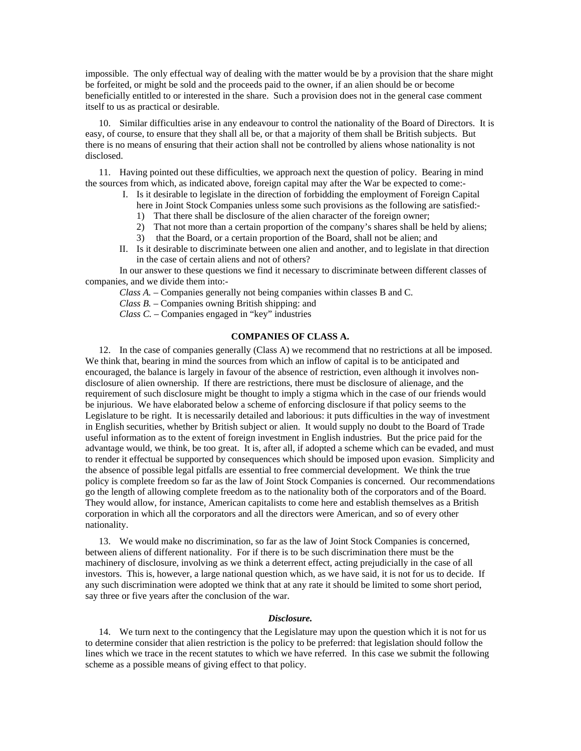impossible. The only effectual way of dealing with the matter would be by a provision that the share might be forfeited, or might be sold and the proceeds paid to the owner, if an alien should be or become beneficially entitled to or interested in the share. Such a provision does not in the general case comment itself to us as practical or desirable.

10. Similar difficulties arise in any endeavour to control the nationality of the Board of Directors. It is easy, of course, to ensure that they shall all be, or that a majority of them shall be British subjects. But there is no means of ensuring that their action shall not be controlled by aliens whose nationality is not disclosed.

11. Having pointed out these difficulties, we approach next the question of policy. Bearing in mind the sources from which, as indicated above, foreign capital may after the War be expected to come:-

I. Is it desirable to legislate in the direction of forbidding the employment of Foreign Capital here in Joint Stock Companies unless some such provisions as the following are satisfied:-
   1) That there shall be disclosure of the alien character of the foreign owner;
   2) That not more than a certain proportion of the company's shares shall be held by aliens;
   3) that the Board, or a certain proportion of the Board, shall not be alien; and

II. Is it desirable to discriminate between one alien and another, and to legislate in that direction in the case of certain aliens and not of others?

In our answer to these questions we find it necessary to discriminate between different classes of companies, and we divide them into:-

*Class A.* – Companies generally not being companies within classes B and C.

*Class B.* – Companies owning British shipping: and

*Class C.* – Companies engaged in "key" industries

## COMPANIES OF CLASS A.

12. In the case of companies generally (Class A) we recommend that no restrictions at all be imposed. We think that, bearing in mind the sources from which an inflow of capital is to be anticipated and encouraged, the balance is largely in favour of the absence of restriction, even although it involves non-disclosure of alien ownership. If there are restrictions, there must be disclosure of alienage, and the requirement of such disclosure might be thought to imply a stigma which in the case of our friends would be injurious. We have elaborated below a scheme of enforcing disclosure if that policy seems to the Legislature to be right. It is necessarily detailed and laborious: it puts difficulties in the way of investment in English securities, whether by British subject or alien. It would supply no doubt to the Board of Trade useful information as to the extent of foreign investment in English industries. But the price paid for the advantage would, we think, be too great. It is, after all, if adopted a scheme which can be evaded, and must to render it effectual be supported by consequences which should be imposed upon evasion. Simplicity and the absence of possible legal pitfalls are essential to free commercial development. We think the true policy is complete freedom so far as the law of Joint Stock Companies is concerned. Our recommendations go the length of allowing complete freedom as to the nationality both of the corporators and of the Board. They would allow, for instance, American capitalists to come here and establish themselves as a British corporation in which all the corporators and all the directors were American, and so of every other nationality.

13. We would make no discrimination, so far as the law of Joint Stock Companies is concerned, between aliens of different nationality. For if there is to be such discrimination there must be the machinery of disclosure, involving as we think a deterrent effect, acting prejudicially in the case of all investors. This is, however, a large national question which, as we have said, it is not for us to decide. If any such discrimination were adopted we think that at any rate it should be limited to some short period, say three or five years after the conclusion of the war.

### *Disclosure.*

14. We turn next to the contingency that the Legislature may upon the question which it is not for us to determine consider that alien restriction is the policy to be preferred: that legislation should follow the lines which we trace in the recent statutes to which we have referred. In this case we submit the following scheme as a possible means of giving effect to that policy.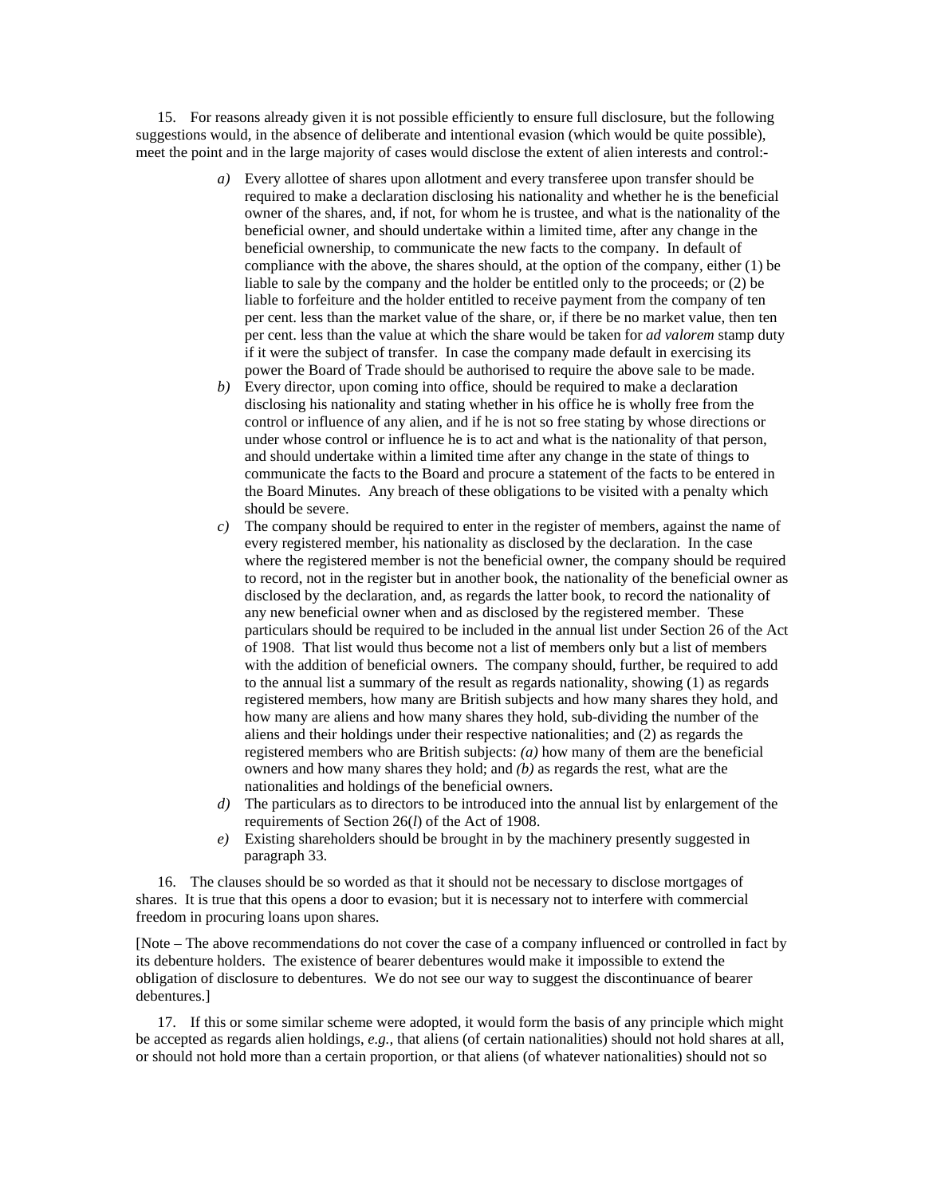15. For reasons already given it is not possible efficiently to ensure full disclosure, but the following suggestions would, in the absence of deliberate and intentional evasion (which would be quite possible), meet the point and in the large majority of cases would disclose the extent of alien interests and control:-

*a)* Every allottee of shares upon allotment and every transferee upon transfer should be required to make a declaration disclosing his nationality and whether he is the beneficial owner of the shares, and, if not, for whom he is trustee, and what is the nationality of the beneficial owner, and should undertake within a limited time, after any change in the beneficial ownership, to communicate the new facts to the company. In default of compliance with the above, the shares should, at the option of the company, either (1) be liable to sale by the company and the holder be entitled only to the proceeds; or (2) be liable to forfeiture and the holder entitled to receive payment from the company of ten per cent. less than the market value of the share, or, if there be no market value, then ten per cent. less than the value at which the share would be taken for *ad valorem* stamp duty if it were the subject of transfer. In case the company made default in exercising its power the Board of Trade should be authorised to require the above sale to be made.

*b)* Every director, upon coming into office, should be required to make a declaration disclosing his nationality and stating whether in his office he is wholly free from the control or influence of any alien, and if he is not so free stating by whose directions or under whose control or influence he is to act and what is the nationality of that person, and should undertake within a limited time after any change in the state of things to communicate the facts to the Board and procure a statement of the facts to be entered in the Board Minutes. Any breach of these obligations to be visited with a penalty which should be severe.

*c)* The company should be required to enter in the register of members, against the name of every registered member, his nationality as disclosed by the declaration. In the case where the registered member is not the beneficial owner, the company should be required to record, not in the register but in another book, the nationality of the beneficial owner as disclosed by the declaration, and, as regards the latter book, to record the nationality of any new beneficial owner when and as disclosed by the registered member. These particulars should be required to be included in the annual list under Section 26 of the Act of 1908. That list would thus become not a list of members only but a list of members with the addition of beneficial owners. The company should, further, be required to add to the annual list a summary of the result as regards nationality, showing (1) as regards registered members, how many are British subjects and how many shares they hold, and how many are aliens and how many shares they hold, sub-dividing the number of the aliens and their holdings under their respective nationalities; and (2) as regards the registered members who are British subjects: *(a)* how many of them are the beneficial owners and how many shares they hold; and *(b)* as regards the rest, what are the nationalities and holdings of the beneficial owners.

*d)* The particulars as to directors to be introduced into the annual list by enlargement of the requirements of Section 26(*l*) of the Act of 1908.

*e)* Existing shareholders should be brought in by the machinery presently suggested in paragraph 33.

16. The clauses should be so worded as that it should not be necessary to disclose mortgages of shares. It is true that this opens a door to evasion; but it is necessary not to interfere with commercial freedom in procuring loans upon shares.

[Note – The above recommendations do not cover the case of a company influenced or controlled in fact by its debenture holders. The existence of bearer debentures would make it impossible to extend the obligation of disclosure to debentures. We do not see our way to suggest the discontinuance of bearer debentures.]

17. If this or some similar scheme were adopted, it would form the basis of any principle which might be accepted as regards alien holdings, *e.g.*, that aliens (of certain nationalities) should not hold shares at all, or should not hold more than a certain proportion, or that aliens (of whatever nationalities) should not so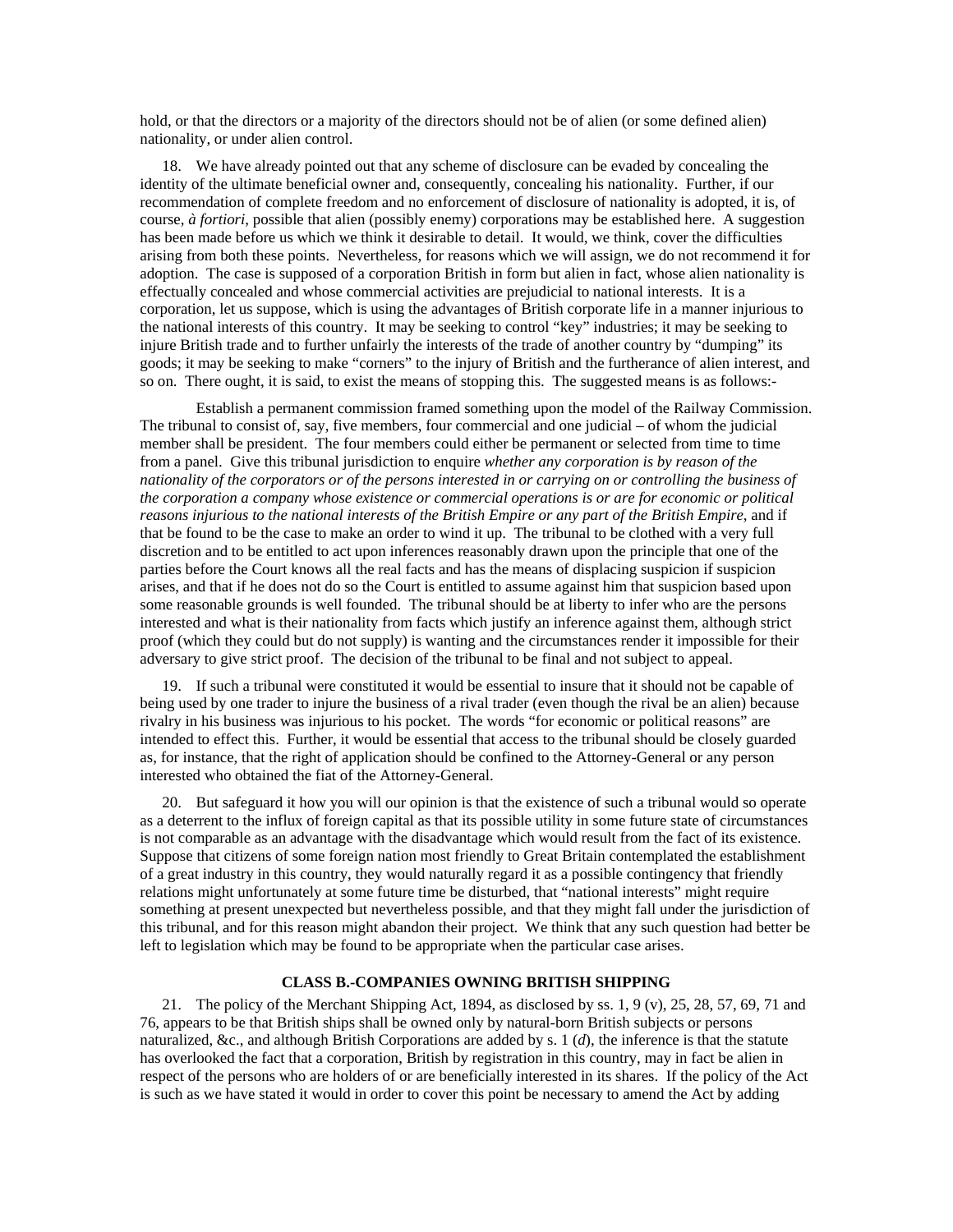hold, or that the directors or a majority of the directors should not be of alien (or some defined alien) nationality, or under alien control.

18. We have already pointed out that any scheme of disclosure can be evaded by concealing the identity of the ultimate beneficial owner and, consequently, concealing his nationality. Further, if our recommendation of complete freedom and no enforcement of disclosure of nationality is adopted, it is, of course, *à fortiori*, possible that alien (possibly enemy) corporations may be established here. A suggestion has been made before us which we think it desirable to detail. It would, we think, cover the difficulties arising from both these points. Nevertheless, for reasons which we will assign, we do not recommend it for adoption. The case is supposed of a corporation British in form but alien in fact, whose alien nationality is effectually concealed and whose commercial activities are prejudicial to national interests. It is a corporation, let us suppose, which is using the advantages of British corporate life in a manner injurious to the national interests of this country. It may be seeking to control "key" industries; it may be seeking to injure British trade and to further unfairly the interests of the trade of another country by "dumping" its goods; it may be seeking to make "corners" to the injury of British and the furtherance of alien interest, and so on. There ought, it is said, to exist the means of stopping this. The suggested means is as follows:-

Establish a permanent commission framed something upon the model of the Railway Commission. The tribunal to consist of, say, five members, four commercial and one judicial – of whom the judicial member shall be president. The four members could either be permanent or selected from time to time from a panel. Give this tribunal jurisdiction to enquire *whether any corporation is by reason of the nationality of the corporators or of the persons interested in or carrying on or controlling the business of the corporation a company whose existence or commercial operations is or are for economic or political reasons injurious to the national interests of the British Empire or any part of the British Empire*, and if that be found to be the case to make an order to wind it up. The tribunal to be clothed with a very full discretion and to be entitled to act upon inferences reasonably drawn upon the principle that one of the parties before the Court knows all the real facts and has the means of displacing suspicion if suspicion arises, and that if he does not do so the Court is entitled to assume against him that suspicion based upon some reasonable grounds is well founded. The tribunal should be at liberty to infer who are the persons interested and what is their nationality from facts which justify an inference against them, although strict proof (which they could but do not supply) is wanting and the circumstances render it impossible for their adversary to give strict proof. The decision of the tribunal to be final and not subject to appeal.

19. If such a tribunal were constituted it would be essential to insure that it should not be capable of being used by one trader to injure the business of a rival trader (even though the rival be an alien) because rivalry in his business was injurious to his pocket. The words "for economic or political reasons" are intended to effect this. Further, it would be essential that access to the tribunal should be closely guarded as, for instance, that the right of application should be confined to the Attorney-General or any person interested who obtained the fiat of the Attorney-General.

20. But safeguard it how you will our opinion is that the existence of such a tribunal would so operate as a deterrent to the influx of foreign capital as that its possible utility in some future state of circumstances is not comparable as an advantage with the disadvantage which would result from the fact of its existence. Suppose that citizens of some foreign nation most friendly to Great Britain contemplated the establishment of a great industry in this country, they would naturally regard it as a possible contingency that friendly relations might unfortunately at some future time be disturbed, that "national interests" might require something at present unexpected but nevertheless possible, and that they might fall under the jurisdiction of this tribunal, and for this reason might abandon their project. We think that any such question had better be left to legislation which may be found to be appropriate when the particular case arises.

## CLASS B.-COMPANIES OWNING BRITISH SHIPPING

21. The policy of the Merchant Shipping Act, 1894, as disclosed by ss. 1, 9 (v), 25, 28, 57, 69, 71 and 76, appears to be that British ships shall be owned only by natural-born British subjects or persons naturalized, &c., and although British Corporations are added by s. 1 (*d*), the inference is that the statute has overlooked the fact that a corporation, British by registration in this country, may in fact be alien in respect of the persons who are holders of or are beneficially interested in its shares. If the policy of the Act is such as we have stated it would in order to cover this point be necessary to amend the Act by adding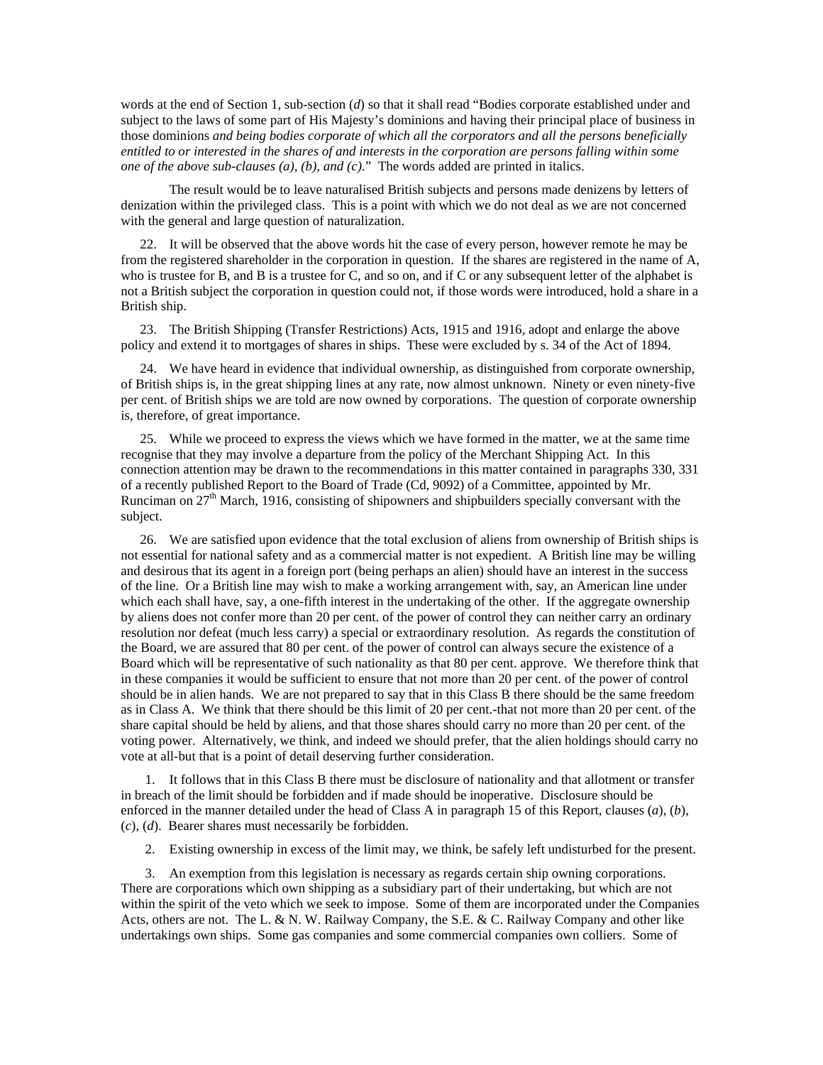words at the end of Section 1, sub-section (*d*) so that it shall read "Bodies corporate established under and subject to the laws of some part of His Majesty's dominions and having their principal place of business in those dominions *and being bodies corporate of which all the corporators and all the persons beneficially entitled to or interested in the shares of and interests in the corporation are persons falling within some one of the above sub-clauses (a), (b), and (c).*" The words added are printed in italics.

The result would be to leave naturalised British subjects and persons made denizens by letters of denization within the privileged class. This is a point with which we do not deal as we are not concerned with the general and large question of naturalization.

22. It will be observed that the above words hit the case of every person, however remote he may be from the registered shareholder in the corporation in question. If the shares are registered in the name of A, who is trustee for B, and B is a trustee for C, and so on, and if C or any subsequent letter of the alphabet is not a British subject the corporation in question could not, if those words were introduced, hold a share in a British ship.

23. The British Shipping (Transfer Restrictions) Acts, 1915 and 1916, adopt and enlarge the above policy and extend it to mortgages of shares in ships. These were excluded by s. 34 of the Act of 1894.

24. We have heard in evidence that individual ownership, as distinguished from corporate ownership, of British ships is, in the great shipping lines at any rate, now almost unknown. Ninety or even ninety-five per cent. of British ships we are told are now owned by corporations. The question of corporate ownership is, therefore, of great importance.

25. While we proceed to express the views which we have formed in the matter, we at the same time recognise that they may involve a departure from the policy of the Merchant Shipping Act. In this connection attention may be drawn to the recommendations in this matter contained in paragraphs 330, 331 of a recently published Report to the Board of Trade (Cd, 9092) of a Committee, appointed by Mr. Runciman on 27th March, 1916, consisting of shipowners and shipbuilders specially conversant with the subject.

26. We are satisfied upon evidence that the total exclusion of aliens from ownership of British ships is not essential for national safety and as a commercial matter is not expedient. A British line may be willing and desirous that its agent in a foreign port (being perhaps an alien) should have an interest in the success of the line. Or a British line may wish to make a working arrangement with, say, an American line under which each shall have, say, a one-fifth interest in the undertaking of the other. If the aggregate ownership by aliens does not confer more than 20 per cent. of the power of control they can neither carry an ordinary resolution nor defeat (much less carry) a special or extraordinary resolution. As regards the constitution of the Board, we are assured that 80 per cent. of the power of control can always secure the existence of a Board which will be representative of such nationality as that 80 per cent. approve. We therefore think that in these companies it would be sufficient to ensure that not more than 20 per cent. of the power of control should be in alien hands. We are not prepared to say that in this Class B there should be the same freedom as in Class A. We think that there should be this limit of 20 per cent.-that not more than 20 per cent. of the share capital should be held by aliens, and that those shares should carry no more than 20 per cent. of the voting power. Alternatively, we think, and indeed we should prefer, that the alien holdings should carry no vote at all-but that is a point of detail deserving further consideration.

1. It follows that in this Class B there must be disclosure of nationality and that allotment or transfer in breach of the limit should be forbidden and if made should be inoperative. Disclosure should be enforced in the manner detailed under the head of Class A in paragraph 15 of this Report, clauses (*a*), (*b*), (*c*), (*d*). Bearer shares must necessarily be forbidden.

2. Existing ownership in excess of the limit may, we think, be safely left undisturbed for the present.

3. An exemption from this legislation is necessary as regards certain ship owning corporations. There are corporations which own shipping as a subsidiary part of their undertaking, but which are not within the spirit of the veto which we seek to impose. Some of them are incorporated under the Companies Acts, others are not. The L. & N. W. Railway Company, the S.E. & C. Railway Company and other like undertakings own ships. Some gas companies and some commercial companies own colliers. Some of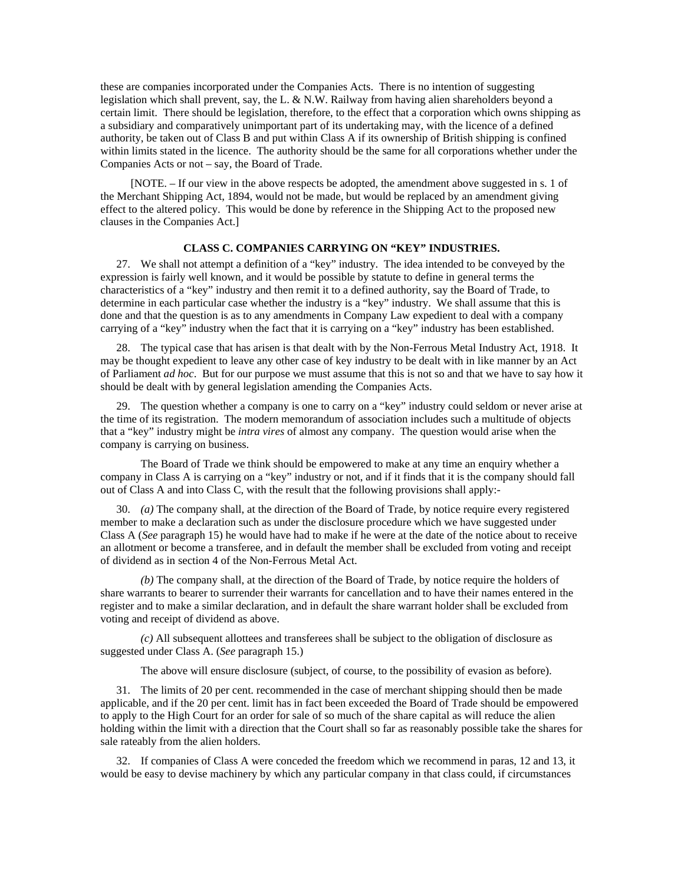these are companies incorporated under the Companies Acts. There is no intention of suggesting legislation which shall prevent, say, the L. & N.W. Railway from having alien shareholders beyond a certain limit. There should be legislation, therefore, to the effect that a corporation which owns shipping as a subsidiary and comparatively unimportant part of its undertaking may, with the licence of a defined authority, be taken out of Class B and put within Class A if its ownership of British shipping is confined within limits stated in the licence. The authority should be the same for all corporations whether under the Companies Acts or not – say, the Board of Trade.

[NOTE. – If our view in the above respects be adopted, the amendment above suggested in s. 1 of the Merchant Shipping Act, 1894, would not be made, but would be replaced by an amendment giving effect to the altered policy. This would be done by reference in the Shipping Act to the proposed new clauses in the Companies Act.]

### CLASS C. COMPANIES CARRYING ON "KEY" INDUSTRIES.

27. We shall not attempt a definition of a "key" industry. The idea intended to be conveyed by the expression is fairly well known, and it would be possible by statute to define in general terms the characteristics of a "key" industry and then remit it to a defined authority, say the Board of Trade, to determine in each particular case whether the industry is a "key" industry. We shall assume that this is done and that the question is as to any amendments in Company Law expedient to deal with a company carrying of a "key" industry when the fact that it is carrying on a "key" industry has been established.

28. The typical case that has arisen is that dealt with by the Non-Ferrous Metal Industry Act, 1918. It may be thought expedient to leave any other case of key industry to be dealt with in like manner by an Act of Parliament *ad hoc*. But for our purpose we must assume that this is not so and that we have to say how it should be dealt with by general legislation amending the Companies Acts.

29. The question whether a company is one to carry on a "key" industry could seldom or never arise at the time of its registration. The modern memorandum of association includes such a multitude of objects that a "key" industry might be *intra vires* of almost any company. The question would arise when the company is carrying on business.

The Board of Trade we think should be empowered to make at any time an enquiry whether a company in Class A is carrying on a "key" industry or not, and if it finds that it is the company should fall out of Class A and into Class C, with the result that the following provisions shall apply:-

30. *(a)* The company shall, at the direction of the Board of Trade, by notice require every registered member to make a declaration such as under the disclosure procedure which we have suggested under Class A (*See* paragraph 15) he would have had to make if he were at the date of the notice about to receive an allotment or become a transferee, and in default the member shall be excluded from voting and receipt of dividend as in section 4 of the Non-Ferrous Metal Act.

*(b)* The company shall, at the direction of the Board of Trade, by notice require the holders of share warrants to bearer to surrender their warrants for cancellation and to have their names entered in the register and to make a similar declaration, and in default the share warrant holder shall be excluded from voting and receipt of dividend as above.

*(c)* All subsequent allottees and transferees shall be subject to the obligation of disclosure as suggested under Class A. (*See* paragraph 15.)

The above will ensure disclosure (subject, of course, to the possibility of evasion as before).

31. The limits of 20 per cent. recommended in the case of merchant shipping should then be made applicable, and if the 20 per cent. limit has in fact been exceeded the Board of Trade should be empowered to apply to the High Court for an order for sale of so much of the share capital as will reduce the alien holding within the limit with a direction that the Court shall so far as reasonably possible take the shares for sale rateably from the alien holders.

32. If companies of Class A were conceded the freedom which we recommend in paras, 12 and 13, it would be easy to devise machinery by which any particular company in that class could, if circumstances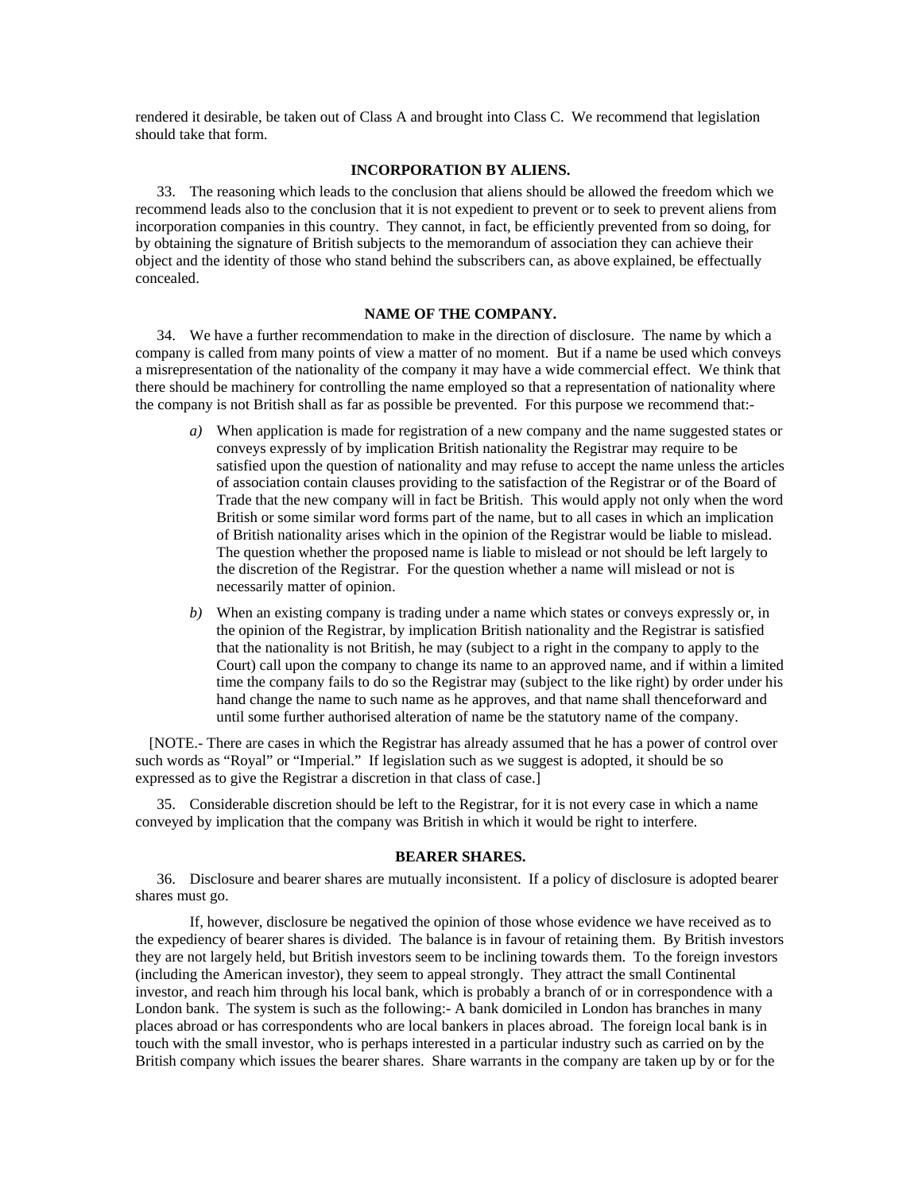rendered it desirable, be taken out of Class A and brought into Class C. We recommend that legislation should take that form.

### INCORPORATION BY ALIENS.

33. The reasoning which leads to the conclusion that aliens should be allowed the freedom which we recommend leads also to the conclusion that it is not expedient to prevent or to seek to prevent aliens from incorporation companies in this country. They cannot, in fact, be efficiently prevented from so doing, for by obtaining the signature of British subjects to the memorandum of association they can achieve their object and the identity of those who stand behind the subscribers can, as above explained, be effectually concealed.

### NAME OF THE COMPANY.

34. We have a further recommendation to make in the direction of disclosure. The name by which a company is called from many points of view a matter of no moment. But if a name be used which conveys a misrepresentation of the nationality of the company it may have a wide commercial effect. We think that there should be machinery for controlling the name employed so that a representation of nationality where the company is not British shall as far as possible be prevented. For this purpose we recommend that:-

*a)* When application is made for registration of a new company and the name suggested states or conveys expressly of by implication British nationality the Registrar may require to be satisfied upon the question of nationality and may refuse to accept the name unless the articles of association contain clauses providing to the satisfaction of the Registrar or of the Board of Trade that the new company will in fact be British. This would apply not only when the word British or some similar word forms part of the name, but to all cases in which an implication of British nationality arises which in the opinion of the Registrar would be liable to mislead. The question whether the proposed name is liable to mislead or not should be left largely to the discretion of the Registrar. For the question whether a name will mislead or not is necessarily matter of opinion.

*b)* When an existing company is trading under a name which states or conveys expressly or, in the opinion of the Registrar, by implication British nationality and the Registrar is satisfied that the nationality is not British, he may (subject to a right in the company to apply to the Court) call upon the company to change its name to an approved name, and if within a limited time the company fails to do so the Registrar may (subject to the like right) by order under his hand change the name to such name as he approves, and that name shall thenceforward and until some further authorised alteration of name be the statutory name of the company.

[NOTE.- There are cases in which the Registrar has already assumed that he has a power of control over such words as "Royal" or "Imperial." If legislation such as we suggest is adopted, it should be so expressed as to give the Registrar a discretion in that class of case.]

35. Considerable discretion should be left to the Registrar, for it is not every case in which a name conveyed by implication that the company was British in which it would be right to interfere.

### BEARER SHARES.

36. Disclosure and bearer shares are mutually inconsistent. If a policy of disclosure is adopted bearer shares must go.

If, however, disclosure be negatived the opinion of those whose evidence we have received as to the expediency of bearer shares is divided. The balance is in favour of retaining them. By British investors they are not largely held, but British investors seem to be inclining towards them. To the foreign investors (including the American investor), they seem to appeal strongly. They attract the small Continental investor, and reach him through his local bank, which is probably a branch of or in correspondence with a London bank. The system is such as the following:- A bank domiciled in London has branches in many places abroad or has correspondents who are local bankers in places abroad. The foreign local bank is in touch with the small investor, who is perhaps interested in a particular industry such as carried on by the British company which issues the bearer shares. Share warrants in the company are taken up by or for the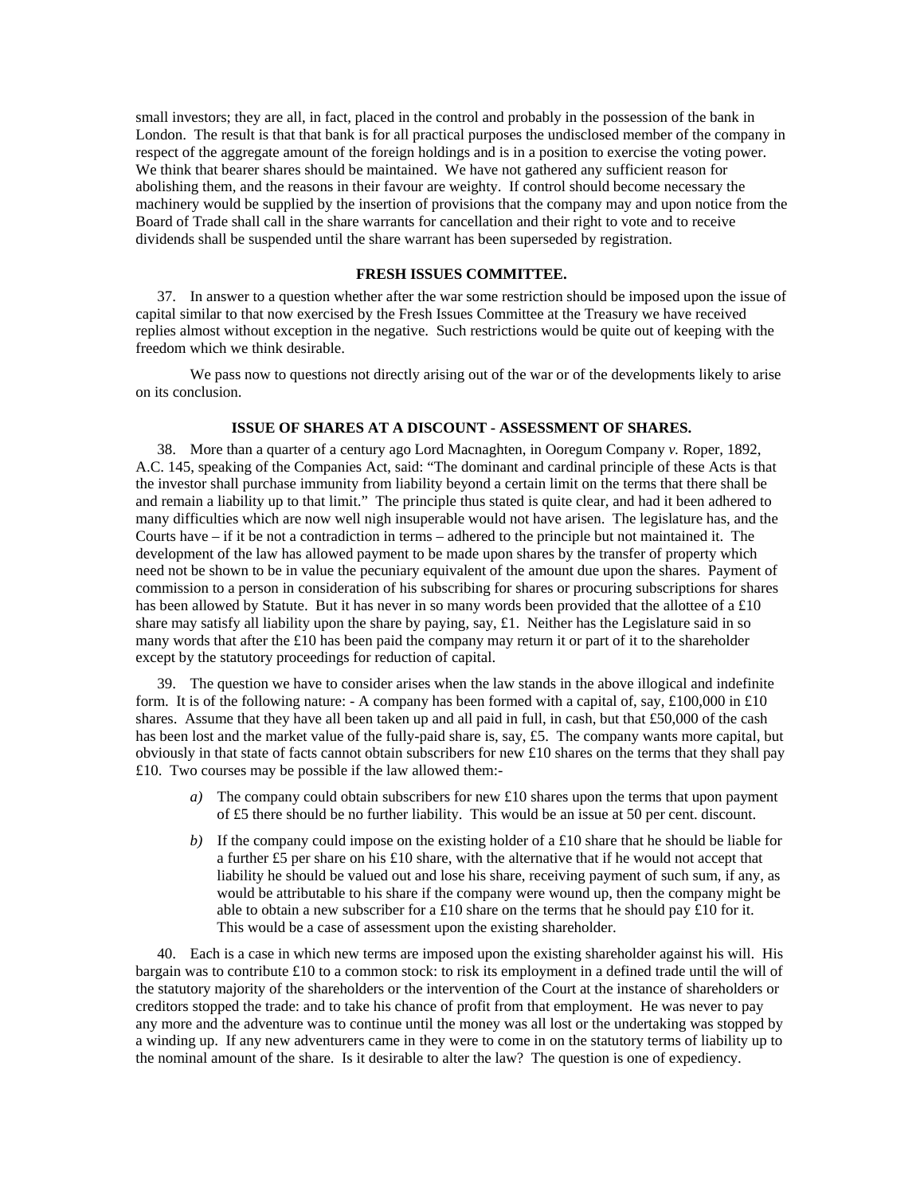small investors; they are all, in fact, placed in the control and probably in the possession of the bank in London. The result is that that bank is for all practical purposes the undisclosed member of the company in respect of the aggregate amount of the foreign holdings and is in a position to exercise the voting power. We think that bearer shares should be maintained. We have not gathered any sufficient reason for abolishing them, and the reasons in their favour are weighty. If control should become necessary the machinery would be supplied by the insertion of provisions that the company may and upon notice from the Board of Trade shall call in the share warrants for cancellation and their right to vote and to receive dividends shall be suspended until the share warrant has been superseded by registration.

### FRESH ISSUES COMMITTEE.

37. In answer to a question whether after the war some restriction should be imposed upon the issue of capital similar to that now exercised by the Fresh Issues Committee at the Treasury we have received replies almost without exception in the negative. Such restrictions would be quite out of keeping with the freedom which we think desirable.

We pass now to questions not directly arising out of the war or of the developments likely to arise on its conclusion.

### ISSUE OF SHARES AT A DISCOUNT - ASSESSMENT OF SHARES.

38. More than a quarter of a century ago Lord Macnaghten, in Ooregum Company *v.* Roper, 1892, A.C. 145, speaking of the Companies Act, said: "The dominant and cardinal principle of these Acts is that the investor shall purchase immunity from liability beyond a certain limit on the terms that there shall be and remain a liability up to that limit." The principle thus stated is quite clear, and had it been adhered to many difficulties which are now well nigh insuperable would not have arisen. The legislature has, and the Courts have – if it be not a contradiction in terms – adhered to the principle but not maintained it. The development of the law has allowed payment to be made upon shares by the transfer of property which need not be shown to be in value the pecuniary equivalent of the amount due upon the shares. Payment of commission to a person in consideration of his subscribing for shares or procuring subscriptions for shares has been allowed by Statute. But it has never in so many words been provided that the allottee of a £10 share may satisfy all liability upon the share by paying, say, £1. Neither has the Legislature said in so many words that after the £10 has been paid the company may return it or part of it to the shareholder except by the statutory proceedings for reduction of capital.

39. The question we have to consider arises when the law stands in the above illogical and indefinite form. It is of the following nature: - A company has been formed with a capital of, say, £100,000 in £10 shares. Assume that they have all been taken up and all paid in full, in cash, but that £50,000 of the cash has been lost and the market value of the fully-paid share is, say, £5. The company wants more capital, but obviously in that state of facts cannot obtain subscribers for new £10 shares on the terms that they shall pay £10. Two courses may be possible if the law allowed them:-

*a)* The company could obtain subscribers for new £10 shares upon the terms that upon payment of £5 there should be no further liability. This would be an issue at 50 per cent. discount.

*b)* If the company could impose on the existing holder of a £10 share that he should be liable for a further £5 per share on his £10 share, with the alternative that if he would not accept that liability he should be valued out and lose his share, receiving payment of such sum, if any, as would be attributable to his share if the company were wound up, then the company might be able to obtain a new subscriber for a £10 share on the terms that he should pay £10 for it. This would be a case of assessment upon the existing shareholder.

40. Each is a case in which new terms are imposed upon the existing shareholder against his will. His bargain was to contribute £10 to a common stock: to risk its employment in a defined trade until the will of the statutory majority of the shareholders or the intervention of the Court at the instance of shareholders or creditors stopped the trade: and to take his chance of profit from that employment. He was never to pay any more and the adventure was to continue until the money was all lost or the undertaking was stopped by a winding up. If any new adventurers came in they were to come in on the statutory terms of liability up to the nominal amount of the share. Is it desirable to alter the law? The question is one of expediency.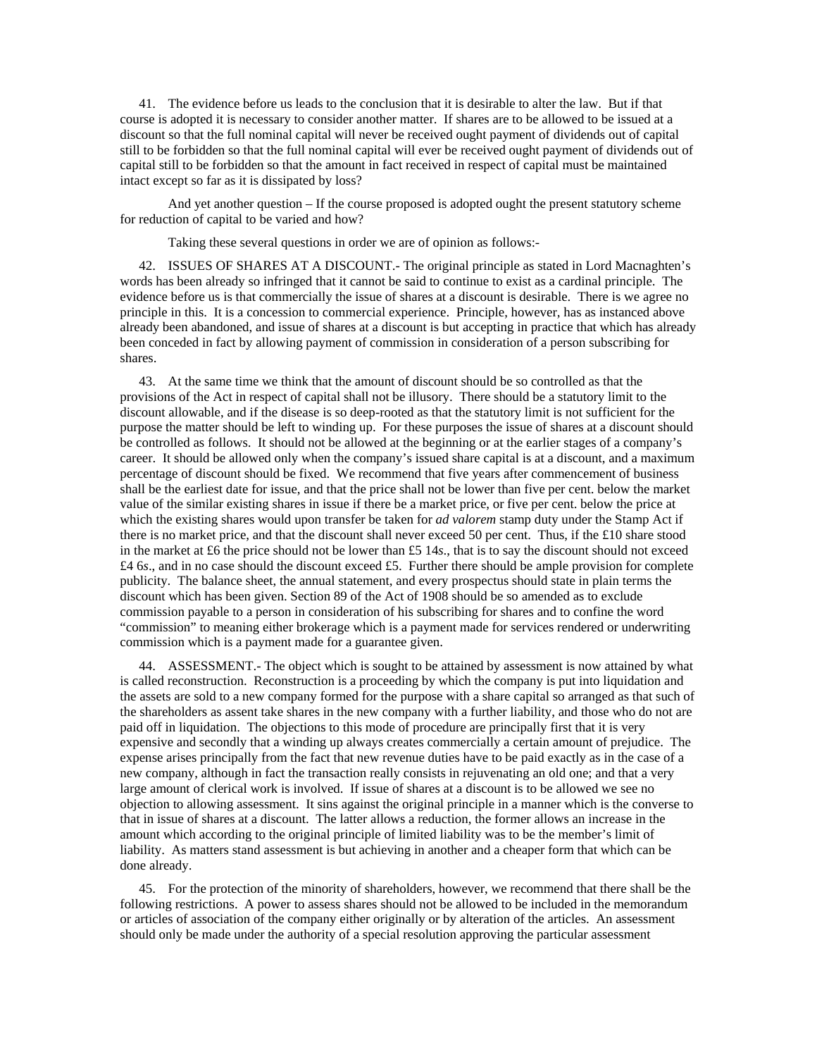41. The evidence before us leads to the conclusion that it is desirable to alter the law. But if that course is adopted it is necessary to consider another matter. If shares are to be allowed to be issued at a discount so that the full nominal capital will never be received ought payment of dividends out of capital still to be forbidden so that the full nominal capital will ever be received ought payment of dividends out of capital still to be forbidden so that the amount in fact received in respect of capital must be maintained intact except so far as it is dissipated by loss?

And yet another question – If the course proposed is adopted ought the present statutory scheme for reduction of capital to be varied and how?

Taking these several questions in order we are of opinion as follows:-

42. ISSUES OF SHARES AT A DISCOUNT.- The original principle as stated in Lord Macnaghten's words has been already so infringed that it cannot be said to continue to exist as a cardinal principle. The evidence before us is that commercially the issue of shares at a discount is desirable. There is we agree no principle in this. It is a concession to commercial experience. Principle, however, has as instanced above already been abandoned, and issue of shares at a discount is but accepting in practice that which has already been conceded in fact by allowing payment of commission in consideration of a person subscribing for shares.

43. At the same time we think that the amount of discount should be so controlled as that the provisions of the Act in respect of capital shall not be illusory. There should be a statutory limit to the discount allowable, and if the disease is so deep-rooted as that the statutory limit is not sufficient for the purpose the matter should be left to winding up. For these purposes the issue of shares at a discount should be controlled as follows. It should not be allowed at the beginning or at the earlier stages of a company's career. It should be allowed only when the company's issued share capital is at a discount, and a maximum percentage of discount should be fixed. We recommend that five years after commencement of business shall be the earliest date for issue, and that the price shall not be lower than five per cent. below the market value of the similar existing shares in issue if there be a market price, or five per cent. below the price at which the existing shares would upon transfer be taken for *ad valorem* stamp duty under the Stamp Act if there is no market price, and that the discount shall never exceed 50 per cent. Thus, if the £10 share stood in the market at £6 the price should not be lower than £5 14*s*., that is to say the discount should not exceed £4 6*s*., and in no case should the discount exceed £5. Further there should be ample provision for complete publicity. The balance sheet, the annual statement, and every prospectus should state in plain terms the discount which has been given. Section 89 of the Act of 1908 should be so amended as to exclude commission payable to a person in consideration of his subscribing for shares and to confine the word "commission" to meaning either brokerage which is a payment made for services rendered or underwriting commission which is a payment made for a guarantee given.

44. ASSESSMENT.- The object which is sought to be attained by assessment is now attained by what is called reconstruction. Reconstruction is a proceeding by which the company is put into liquidation and the assets are sold to a new company formed for the purpose with a share capital so arranged as that such of the shareholders as assent take shares in the new company with a further liability, and those who do not are paid off in liquidation. The objections to this mode of procedure are principally first that it is very expensive and secondly that a winding up always creates commercially a certain amount of prejudice. The expense arises principally from the fact that new revenue duties have to be paid exactly as in the case of a new company, although in fact the transaction really consists in rejuvenating an old one; and that a very large amount of clerical work is involved. If issue of shares at a discount is to be allowed we see no objection to allowing assessment. It sins against the original principle in a manner which is the converse to that in issue of shares at a discount. The latter allows a reduction, the former allows an increase in the amount which according to the original principle of limited liability was to be the member's limit of liability. As matters stand assessment is but achieving in another and a cheaper form that which can be done already.

45. For the protection of the minority of shareholders, however, we recommend that there shall be the following restrictions. A power to assess shares should not be allowed to be included in the memorandum or articles of association of the company either originally or by alteration of the articles. An assessment should only be made under the authority of a special resolution approving the particular assessment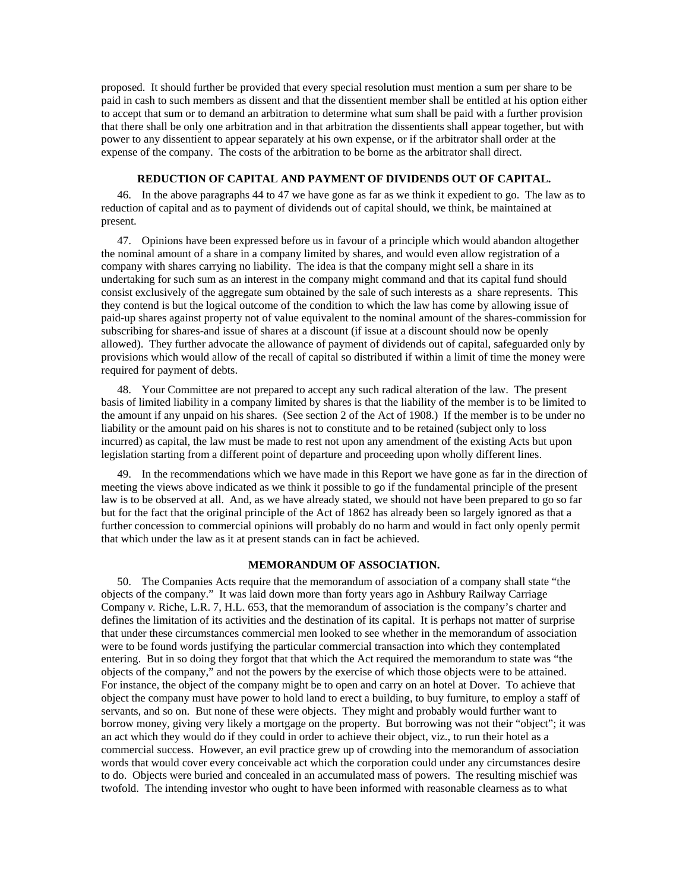proposed. It should further be provided that every special resolution must mention a sum per share to be paid in cash to such members as dissent and that the dissentient member shall be entitled at his option either to accept that sum or to demand an arbitration to determine what sum shall be paid with a further provision that there shall be only one arbitration and in that arbitration the dissentients shall appear together, but with power to any dissentient to appear separately at his own expense, or if the arbitrator shall order at the expense of the company. The costs of the arbitration to be borne as the arbitrator shall direct.

### REDUCTION OF CAPITAL AND PAYMENT OF DIVIDENDS OUT OF CAPITAL.

46. In the above paragraphs 44 to 47 we have gone as far as we think it expedient to go. The law as to reduction of capital and as to payment of dividends out of capital should, we think, be maintained at present.

47. Opinions have been expressed before us in favour of a principle which would abandon altogether the nominal amount of a share in a company limited by shares, and would even allow registration of a company with shares carrying no liability. The idea is that the company might sell a share in its undertaking for such sum as an interest in the company might command and that its capital fund should consist exclusively of the aggregate sum obtained by the sale of such interests as a share represents. This they contend is but the logical outcome of the condition to which the law has come by allowing issue of paid-up shares against property not of value equivalent to the nominal amount of the shares-commission for subscribing for shares-and issue of shares at a discount (if issue at a discount should now be openly allowed). They further advocate the allowance of payment of dividends out of capital, safeguarded only by provisions which would allow of the recall of capital so distributed if within a limit of time the money were required for payment of debts.

48. Your Committee are not prepared to accept any such radical alteration of the law. The present basis of limited liability in a company limited by shares is that the liability of the member is to be limited to the amount if any unpaid on his shares. (See section 2 of the Act of 1908.) If the member is to be under no liability or the amount paid on his shares is not to constitute and to be retained (subject only to loss incurred) as capital, the law must be made to rest not upon any amendment of the existing Acts but upon legislation starting from a different point of departure and proceeding upon wholly different lines.

49. In the recommendations which we have made in this Report we have gone as far in the direction of meeting the views above indicated as we think it possible to go if the fundamental principle of the present law is to be observed at all. And, as we have already stated, we should not have been prepared to go so far but for the fact that the original principle of the Act of 1862 has already been so largely ignored as that a further concession to commercial opinions will probably do no harm and would in fact only openly permit that which under the law as it at present stands can in fact be achieved.

### MEMORANDUM OF ASSOCIATION.

50. The Companies Acts require that the memorandum of association of a company shall state "the objects of the company." It was laid down more than forty years ago in Ashbury Railway Carriage Company *v.* Riche, L.R. 7, H.L. 653, that the memorandum of association is the company's charter and defines the limitation of its activities and the destination of its capital. It is perhaps not matter of surprise that under these circumstances commercial men looked to see whether in the memorandum of association were to be found words justifying the particular commercial transaction into which they contemplated entering. But in so doing they forgot that that which the Act required the memorandum to state was "the objects of the company," and not the powers by the exercise of which those objects were to be attained. For instance, the object of the company might be to open and carry on an hotel at Dover. To achieve that object the company must have power to hold land to erect a building, to buy furniture, to employ a staff of servants, and so on. But none of these were objects. They might and probably would further want to borrow money, giving very likely a mortgage on the property. But borrowing was not their "object"; it was an act which they would do if they could in order to achieve their object, viz., to run their hotel as a commercial success. However, an evil practice grew up of crowding into the memorandum of association words that would cover every conceivable act which the corporation could under any circumstances desire to do. Objects were buried and concealed in an accumulated mass of powers. The resulting mischief was twofold. The intending investor who ought to have been informed with reasonable clearness as to what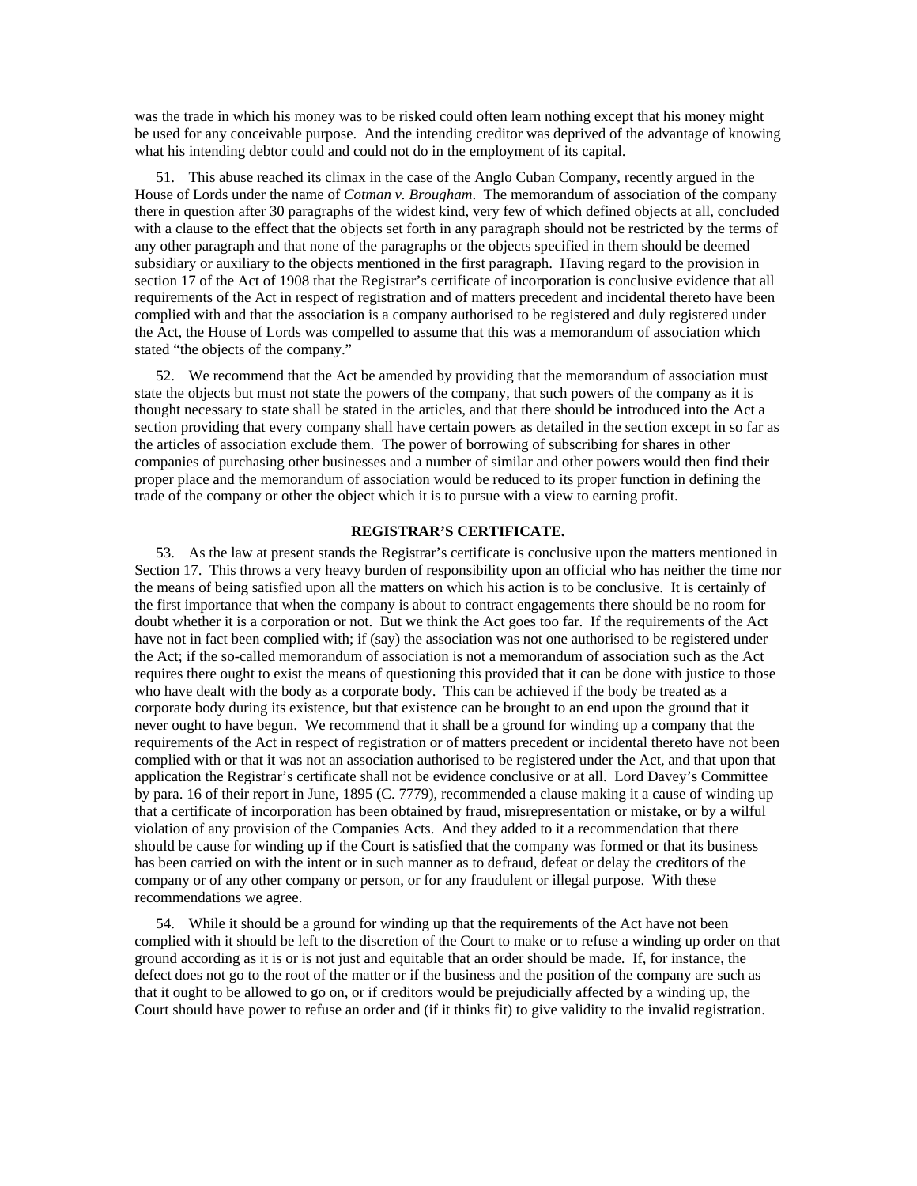was the trade in which his money was to be risked could often learn nothing except that his money might be used for any conceivable purpose. And the intending creditor was deprived of the advantage of knowing what his intending debtor could and could not do in the employment of its capital.

51. This abuse reached its climax in the case of the Anglo Cuban Company, recently argued in the House of Lords under the name of *Cotman v. Brougham*. The memorandum of association of the company there in question after 30 paragraphs of the widest kind, very few of which defined objects at all, concluded with a clause to the effect that the objects set forth in any paragraph should not be restricted by the terms of any other paragraph and that none of the paragraphs or the objects specified in them should be deemed subsidiary or auxiliary to the objects mentioned in the first paragraph. Having regard to the provision in section 17 of the Act of 1908 that the Registrar's certificate of incorporation is conclusive evidence that all requirements of the Act in respect of registration and of matters precedent and incidental thereto have been complied with and that the association is a company authorised to be registered and duly registered under the Act, the House of Lords was compelled to assume that this was a memorandum of association which stated "the objects of the company."

52. We recommend that the Act be amended by providing that the memorandum of association must state the objects but must not state the powers of the company, that such powers of the company as it is thought necessary to state shall be stated in the articles, and that there should be introduced into the Act a section providing that every company shall have certain powers as detailed in the section except in so far as the articles of association exclude them. The power of borrowing of subscribing for shares in other companies of purchasing other businesses and a number of similar and other powers would then find their proper place and the memorandum of association would be reduced to its proper function in defining the trade of the company or other the object which it is to pursue with a view to earning profit.

## REGISTRAR'S CERTIFICATE.

53. As the law at present stands the Registrar's certificate is conclusive upon the matters mentioned in Section 17. This throws a very heavy burden of responsibility upon an official who has neither the time nor the means of being satisfied upon all the matters on which his action is to be conclusive. It is certainly of the first importance that when the company is about to contract engagements there should be no room for doubt whether it is a corporation or not. But we think the Act goes too far. If the requirements of the Act have not in fact been complied with; if (say) the association was not one authorised to be registered under the Act; if the so-called memorandum of association is not a memorandum of association such as the Act requires there ought to exist the means of questioning this provided that it can be done with justice to those who have dealt with the body as a corporate body. This can be achieved if the body be treated as a corporate body during its existence, but that existence can be brought to an end upon the ground that it never ought to have begun. We recommend that it shall be a ground for winding up a company that the requirements of the Act in respect of registration or of matters precedent or incidental thereto have not been complied with or that it was not an association authorised to be registered under the Act, and that upon that application the Registrar's certificate shall not be evidence conclusive or at all. Lord Davey's Committee by para. 16 of their report in June, 1895 (C. 7779), recommended a clause making it a cause of winding up that a certificate of incorporation has been obtained by fraud, misrepresentation or mistake, or by a wilful violation of any provision of the Companies Acts. And they added to it a recommendation that there should be cause for winding up if the Court is satisfied that the company was formed or that its business has been carried on with the intent or in such manner as to defraud, defeat or delay the creditors of the company or of any other company or person, or for any fraudulent or illegal purpose. With these recommendations we agree.

54. While it should be a ground for winding up that the requirements of the Act have not been complied with it should be left to the discretion of the Court to make or to refuse a winding up order on that ground according as it is or is not just and equitable that an order should be made. If, for instance, the defect does not go to the root of the matter or if the business and the position of the company are such as that it ought to be allowed to go on, or if creditors would be prejudicially affected by a winding up, the Court should have power to refuse an order and (if it thinks fit) to give validity to the invalid registration.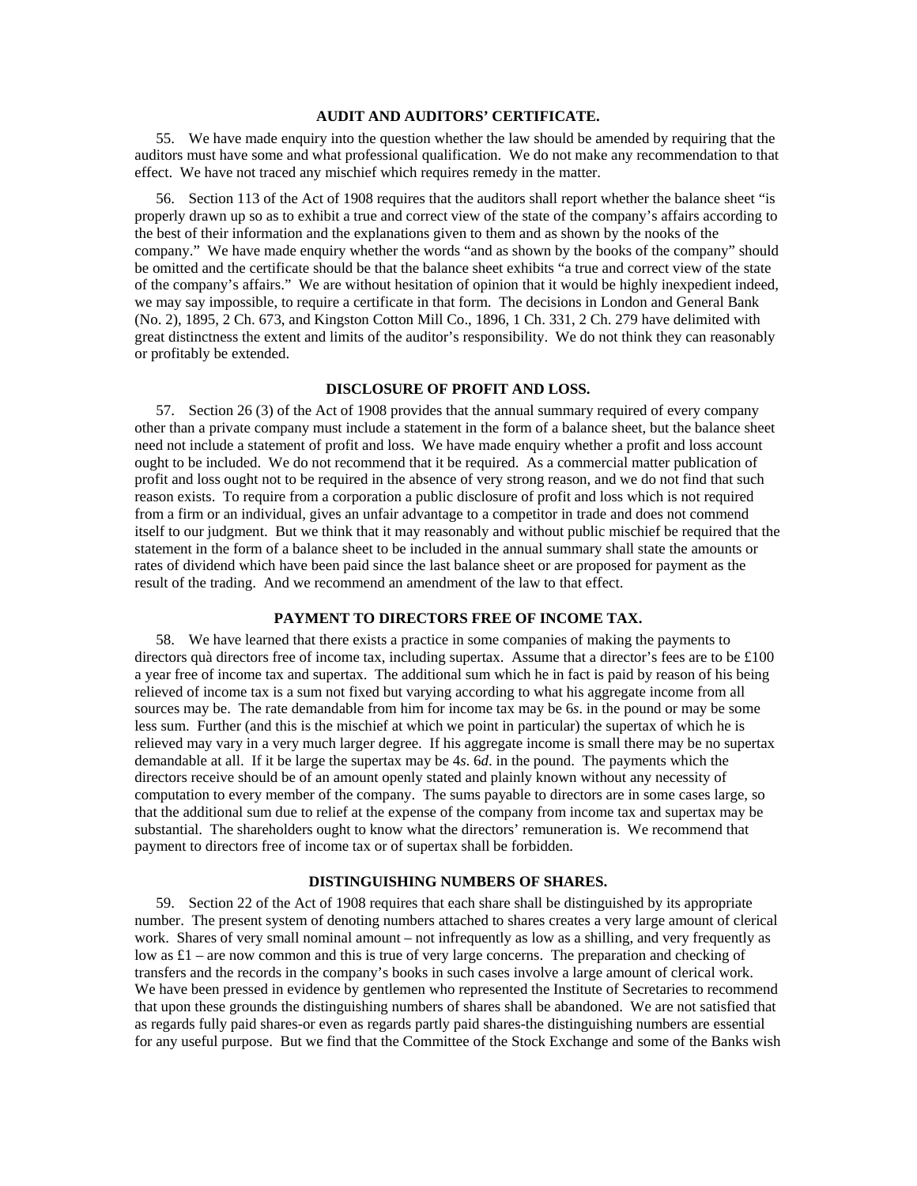### AUDIT AND AUDITORS' CERTIFICATE.

55. We have made enquiry into the question whether the law should be amended by requiring that the auditors must have some and what professional qualification. We do not make any recommendation to that effect. We have not traced any mischief which requires remedy in the matter.

56. Section 113 of the Act of 1908 requires that the auditors shall report whether the balance sheet "is properly drawn up so as to exhibit a true and correct view of the state of the company's affairs according to the best of their information and the explanations given to them and as shown by the nooks of the company." We have made enquiry whether the words "and as shown by the books of the company" should be omitted and the certificate should be that the balance sheet exhibits "a true and correct view of the state of the company's affairs." We are without hesitation of opinion that it would be highly inexpedient indeed, we may say impossible, to require a certificate in that form. The decisions in London and General Bank (No. 2), 1895, 2 Ch. 673, and Kingston Cotton Mill Co., 1896, 1 Ch. 331, 2 Ch. 279 have delimited with great distinctness the extent and limits of the auditor's responsibility. We do not think they can reasonably or profitably be extended.

### DISCLOSURE OF PROFIT AND LOSS.

57. Section 26 (3) of the Act of 1908 provides that the annual summary required of every company other than a private company must include a statement in the form of a balance sheet, but the balance sheet need not include a statement of profit and loss. We have made enquiry whether a profit and loss account ought to be included. We do not recommend that it be required. As a commercial matter publication of profit and loss ought not to be required in the absence of very strong reason, and we do not find that such reason exists. To require from a corporation a public disclosure of profit and loss which is not required from a firm or an individual, gives an unfair advantage to a competitor in trade and does not commend itself to our judgment. But we think that it may reasonably and without public mischief be required that the statement in the form of a balance sheet to be included in the annual summary shall state the amounts or rates of dividend which have been paid since the last balance sheet or are proposed for payment as the result of the trading. And we recommend an amendment of the law to that effect.

### PAYMENT TO DIRECTORS FREE OF INCOME TAX.

58. We have learned that there exists a practice in some companies of making the payments to directors quà directors free of income tax, including supertax. Assume that a director's fees are to be £100 a year free of income tax and supertax. The additional sum which he in fact is paid by reason of his being relieved of income tax is a sum not fixed but varying according to what his aggregate income from all sources may be. The rate demandable from him for income tax may be 6*s*. in the pound or may be some less sum. Further (and this is the mischief at which we point in particular) the supertax of which he is relieved may vary in a very much larger degree. If his aggregate income is small there may be no supertax demandable at all. If it be large the supertax may be 4*s*. 6*d*. in the pound. The payments which the directors receive should be of an amount openly stated and plainly known without any necessity of computation to every member of the company. The sums payable to directors are in some cases large, so that the additional sum due to relief at the expense of the company from income tax and supertax may be substantial. The shareholders ought to know what the directors' remuneration is. We recommend that payment to directors free of income tax or of supertax shall be forbidden.

### DISTINGUISHING NUMBERS OF SHARES.

59. Section 22 of the Act of 1908 requires that each share shall be distinguished by its appropriate number. The present system of denoting numbers attached to shares creates a very large amount of clerical work. Shares of very small nominal amount – not infrequently as low as a shilling, and very frequently as low as £1 – are now common and this is true of very large concerns. The preparation and checking of transfers and the records in the company's books in such cases involve a large amount of clerical work. We have been pressed in evidence by gentlemen who represented the Institute of Secretaries to recommend that upon these grounds the distinguishing numbers of shares shall be abandoned. We are not satisfied that as regards fully paid shares-or even as regards partly paid shares-the distinguishing numbers are essential for any useful purpose. But we find that the Committee of the Stock Exchange and some of the Banks wish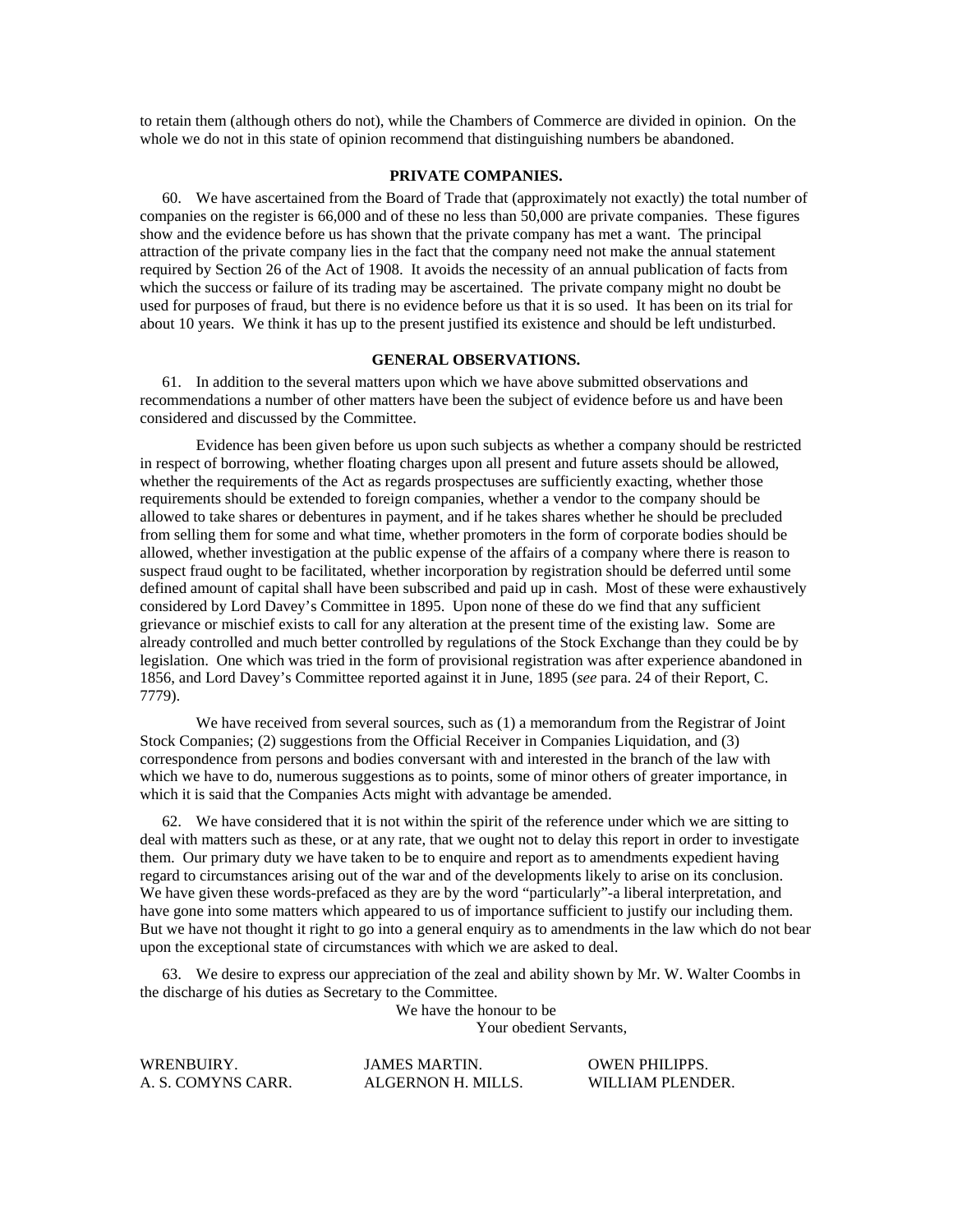to retain them (although others do not), while the Chambers of Commerce are divided in opinion. On the whole we do not in this state of opinion recommend that distinguishing numbers be abandoned.

### PRIVATE COMPANIES.

60. We have ascertained from the Board of Trade that (approximately not exactly) the total number of companies on the register is 66,000 and of these no less than 50,000 are private companies. These figures show and the evidence before us has shown that the private company has met a want. The principal attraction of the private company lies in the fact that the company need not make the annual statement required by Section 26 of the Act of 1908. It avoids the necessity of an annual publication of facts from which the success or failure of its trading may be ascertained. The private company might no doubt be used for purposes of fraud, but there is no evidence before us that it is so used. It has been on its trial for about 10 years. We think it has up to the present justified its existence and should be left undisturbed.

### GENERAL OBSERVATIONS.

61. In addition to the several matters upon which we have above submitted observations and recommendations a number of other matters have been the subject of evidence before us and have been considered and discussed by the Committee.

Evidence has been given before us upon such subjects as whether a company should be restricted in respect of borrowing, whether floating charges upon all present and future assets should be allowed, whether the requirements of the Act as regards prospectuses are sufficiently exacting, whether those requirements should be extended to foreign companies, whether a vendor to the company should be allowed to take shares or debentures in payment, and if he takes shares whether he should be precluded from selling them for some and what time, whether promoters in the form of corporate bodies should be allowed, whether investigation at the public expense of the affairs of a company where there is reason to suspect fraud ought to be facilitated, whether incorporation by registration should be deferred until some defined amount of capital shall have been subscribed and paid up in cash. Most of these were exhaustively considered by Lord Davey's Committee in 1895. Upon none of these do we find that any sufficient grievance or mischief exists to call for any alteration at the present time of the existing law. Some are already controlled and much better controlled by regulations of the Stock Exchange than they could be by legislation. One which was tried in the form of provisional registration was after experience abandoned in 1856, and Lord Davey's Committee reported against it in June, 1895 (*see* para. 24 of their Report, C. 7779).

We have received from several sources, such as (1) a memorandum from the Registrar of Joint Stock Companies; (2) suggestions from the Official Receiver in Companies Liquidation, and (3) correspondence from persons and bodies conversant with and interested in the branch of the law with which we have to do, numerous suggestions as to points, some of minor others of greater importance, in which it is said that the Companies Acts might with advantage be amended.

62. We have considered that it is not within the spirit of the reference under which we are sitting to deal with matters such as these, or at any rate, that we ought not to delay this report in order to investigate them. Our primary duty we have taken to be to enquire and report as to amendments expedient having regard to circumstances arising out of the war and of the developments likely to arise on its conclusion. We have given these words-prefaced as they are by the word "particularly"-a liberal interpretation, and have gone into some matters which appeared to us of importance sufficient to justify our including them. But we have not thought it right to go into a general enquiry as to amendments in the law which do not bear upon the exceptional state of circumstances with which we are asked to deal.

63. We desire to express our appreciation of the zeal and ability shown by Mr. W. Walter Coombs in the discharge of his duties as Secretary to the Committee.

We have the honour to be
Your obedient Servants,

WRENBUIRY. JAMES MARTIN. OWEN PHILIPPS.
A. S. COMYNS CARR. ALGERNON H. MILLS. WILLIAM PLENDER.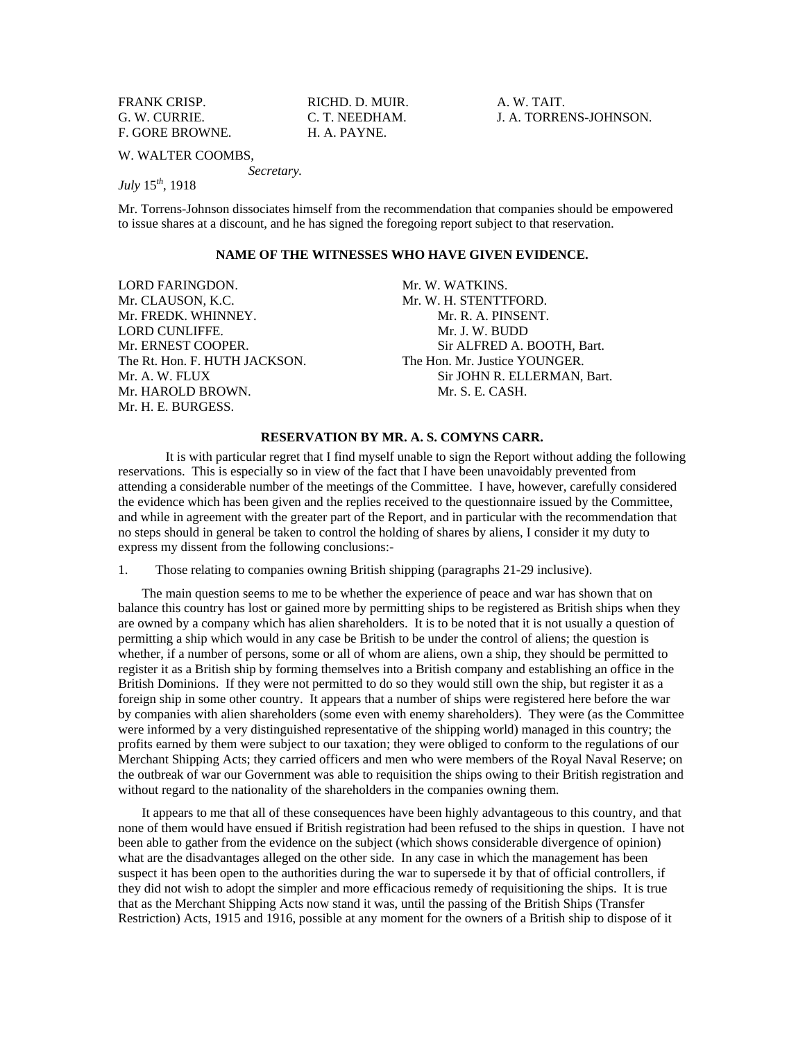| FRANK CRISP. | RICHD. D. MUIR. | A. W. TAIT. |
|---|---|---|
| G. W. CURRIE. | C. T. NEEDHAM. | J. A. TORRENS-JOHNSON. |
| F. GORE BROWNE. | H. A. PAYNE. | |

W. WALTER COOMBS,
*Secretary.*

*July* 15[th], 1918

Mr. Torrens-Johnson dissociates himself from the recommendation that companies should be empowered to issue shares at a discount, and he has signed the foregoing report subject to that reservation.

### NAME OF THE WITNESSES WHO HAVE GIVEN EVIDENCE.

LORD FARINGDON.
Mr. CLAUSON, K.C.
Mr. FREDK. WHINNEY.
LORD CUNLIFFE.
Mr. ERNEST COOPER.
The Rt. Hon. F. HUTH JACKSON.
Mr. A. W. FLUX
Mr. HAROLD BROWN.
Mr. H. E. BURGESS.
Mr. W. WATKINS.
Mr. W. H. STENTTFORD.
Mr. R. A. PINSENT.
Mr. J. W. BUDD
Sir ALFRED A. BOOTH, Bart.
The Hon. Mr. Justice YOUNGER.
Sir JOHN R. ELLERMAN, Bart.
Mr. S. E. CASH.

### RESERVATION BY MR. A. S. COMYNS CARR.

It is with particular regret that I find myself unable to sign the Report without adding the following reservations. This is especially so in view of the fact that I have been unavoidably prevented from attending a considerable number of the meetings of the Committee. I have, however, carefully considered the evidence which has been given and the replies received to the questionnaire issued by the Committee, and while in agreement with the greater part of the Report, and in particular with the recommendation that no steps should in general be taken to control the holding of shares by aliens, I consider it my duty to express my dissent from the following conclusions:-

1. Those relating to companies owning British shipping (paragraphs 21-29 inclusive).

The main question seems to me to be whether the experience of peace and war has shown that on balance this country has lost or gained more by permitting ships to be registered as British ships when they are owned by a company which has alien shareholders. It is to be noted that it is not usually a question of permitting a ship which would in any case be British to be under the control of aliens; the question is whether, if a number of persons, some or all of whom are aliens, own a ship, they should be permitted to register it as a British ship by forming themselves into a British company and establishing an office in the British Dominions. If they were not permitted to do so they would still own the ship, but register it as a foreign ship in some other country. It appears that a number of ships were registered here before the war by companies with alien shareholders (some even with enemy shareholders). They were (as the Committee were informed by a very distinguished representative of the shipping world) managed in this country; the profits earned by them were subject to our taxation; they were obliged to conform to the regulations of our Merchant Shipping Acts; they carried officers and men who were members of the Royal Naval Reserve; on the outbreak of war our Government was able to requisition the ships owing to their British registration and without regard to the nationality of the shareholders in the companies owning them.

It appears to me that all of these consequences have been highly advantageous to this country, and that none of them would have ensued if British registration had been refused to the ships in question. I have not been able to gather from the evidence on the subject (which shows considerable divergence of opinion) what are the disadvantages alleged on the other side. In any case in which the management has been suspect it has been open to the authorities during the war to supersede it by that of official controllers, if they did not wish to adopt the simpler and more efficacious remedy of requisitioning the ships. It is true that as the Merchant Shipping Acts now stand it was, until the passing of the British Ships (Transfer Restriction) Acts, 1915 and 1916, possible at any moment for the owners of a British ship to dispose of it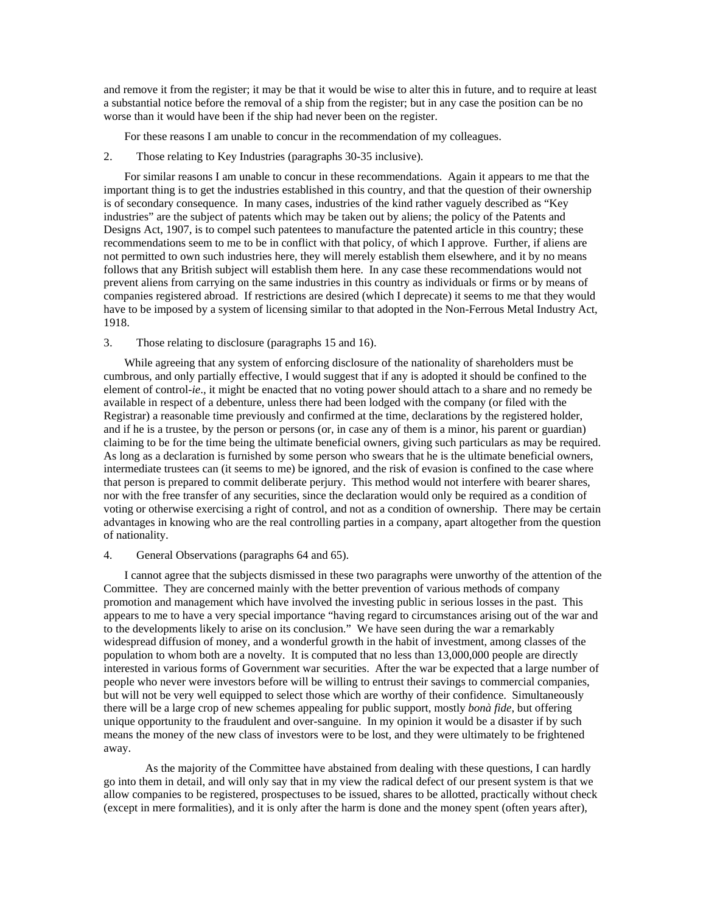and remove it from the register; it may be that it would be wise to alter this in future, and to require at least a substantial notice before the removal of a ship from the register; but in any case the position can be no worse than it would have been if the ship had never been on the register.

For these reasons I am unable to concur in the recommendation of my colleagues.

2. Those relating to Key Industries (paragraphs 30-35 inclusive).

For similar reasons I am unable to concur in these recommendations. Again it appears to me that the important thing is to get the industries established in this country, and that the question of their ownership is of secondary consequence. In many cases, industries of the kind rather vaguely described as "Key industries" are the subject of patents which may be taken out by aliens; the policy of the Patents and Designs Act, 1907, is to compel such patentees to manufacture the patented article in this country; these recommendations seem to me to be in conflict with that policy, of which I approve. Further, if aliens are not permitted to own such industries here, they will merely establish them elsewhere, and it by no means follows that any British subject will establish them here. In any case these recommendations would not prevent aliens from carrying on the same industries in this country as individuals or firms or by means of companies registered abroad. If restrictions are desired (which I deprecate) it seems to me that they would have to be imposed by a system of licensing similar to that adopted in the Non-Ferrous Metal Industry Act, 1918.

3. Those relating to disclosure (paragraphs 15 and 16).

While agreeing that any system of enforcing disclosure of the nationality of shareholders must be cumbrous, and only partially effective, I would suggest that if any is adopted it should be confined to the element of control-*ie*., it might be enacted that no voting power should attach to a share and no remedy be available in respect of a debenture, unless there had been lodged with the company (or filed with the Registrar) a reasonable time previously and confirmed at the time, declarations by the registered holder, and if he is a trustee, by the person or persons (or, in case any of them is a minor, his parent or guardian) claiming to be for the time being the ultimate beneficial owners, giving such particulars as may be required. As long as a declaration is furnished by some person who swears that he is the ultimate beneficial owners, intermediate trustees can (it seems to me) be ignored, and the risk of evasion is confined to the case where that person is prepared to commit deliberate perjury. This method would not interfere with bearer shares, nor with the free transfer of any securities, since the declaration would only be required as a condition of voting or otherwise exercising a right of control, and not as a condition of ownership. There may be certain advantages in knowing who are the real controlling parties in a company, apart altogether from the question of nationality.

4. General Observations (paragraphs 64 and 65).

I cannot agree that the subjects dismissed in these two paragraphs were unworthy of the attention of the Committee. They are concerned mainly with the better prevention of various methods of company promotion and management which have involved the investing public in serious losses in the past. This appears to me to have a very special importance "having regard to circumstances arising out of the war and to the developments likely to arise on its conclusion." We have seen during the war a remarkably widespread diffusion of money, and a wonderful growth in the habit of investment, among classes of the population to whom both are a novelty. It is computed that no less than 13,000,000 people are directly interested in various forms of Government war securities. After the war be expected that a large number of people who never were investors before will be willing to entrust their savings to commercial companies, but will not be very well equipped to select those which are worthy of their confidence. Simultaneously there will be a large crop of new schemes appealing for public support, mostly *bonà fide*, but offering unique opportunity to the fraudulent and over-sanguine. In my opinion it would be a disaster if by such means the money of the new class of investors were to be lost, and they were ultimately to be frightened away.

As the majority of the Committee have abstained from dealing with these questions, I can hardly go into them in detail, and will only say that in my view the radical defect of our present system is that we allow companies to be registered, prospectuses to be issued, shares to be allotted, practically without check (except in mere formalities), and it is only after the harm is done and the money spent (often years after),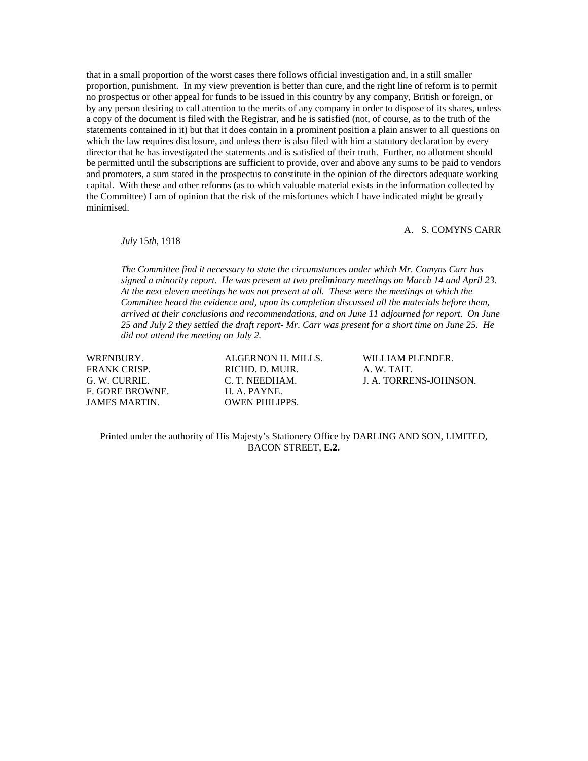that in a small proportion of the worst cases there follows official investigation and, in a still smaller proportion, punishment. In my view prevention is better than cure, and the right line of reform is to permit no prospectus or other appeal for funds to be issued in this country by any company, British or foreign, or by any person desiring to call attention to the merits of any company in order to dispose of its shares, unless a copy of the document is filed with the Registrar, and he is satisfied (not, of course, as to the truth of the statements contained in it) but that it does contain in a prominent position a plain answer to all questions on which the law requires disclosure, and unless there is also filed with him a statutory declaration by every director that he has investigated the statements and is satisfied of their truth. Further, no allotment should be permitted until the subscriptions are sufficient to provide, over and above any sums to be paid to vendors and promoters, a sum stated in the prospectus to constitute in the opinion of the directors adequate working capital. With these and other reforms (as to which valuable material exists in the information collected by the Committee) I am of opinion that the risk of the misfortunes which I have indicated might be greatly minimised.

A. S. COMYNS CARR

*July* 15*th*, 1918

*The Committee find it necessary to state the circumstances under which Mr. Comyns Carr has signed a minority report. He was present at two preliminary meetings on March 14 and April 23. At the next eleven meetings he was not present at all. These were the meetings at which the Committee heard the evidence and, upon its completion discussed all the materials before them, arrived at their conclusions and recommendations, and on June 11 adjourned for report. On June 25 and July 2 they settled the draft report- Mr. Carr was present for a short time on June 25. He did not attend the meeting on July 2.*

WRENBURY.
FRANK CRISP.
G. W. CURRIE.
F. GORE BROWNE.
JAMES MARTIN.
ALGERNON H. MILLS.
RICHD. D. MUIR.
C. T. NEEDHAM.
H. A. PAYNE.
OWEN PHILIPPS.
WILLIAM PLENDER.
A. W. TAIT.
J. A. TORRENS-JOHNSON.

Printed under the authority of His Majesty's Stationery Office by DARLING AND SON, LIMITED, BACON STREET, **E.2.**